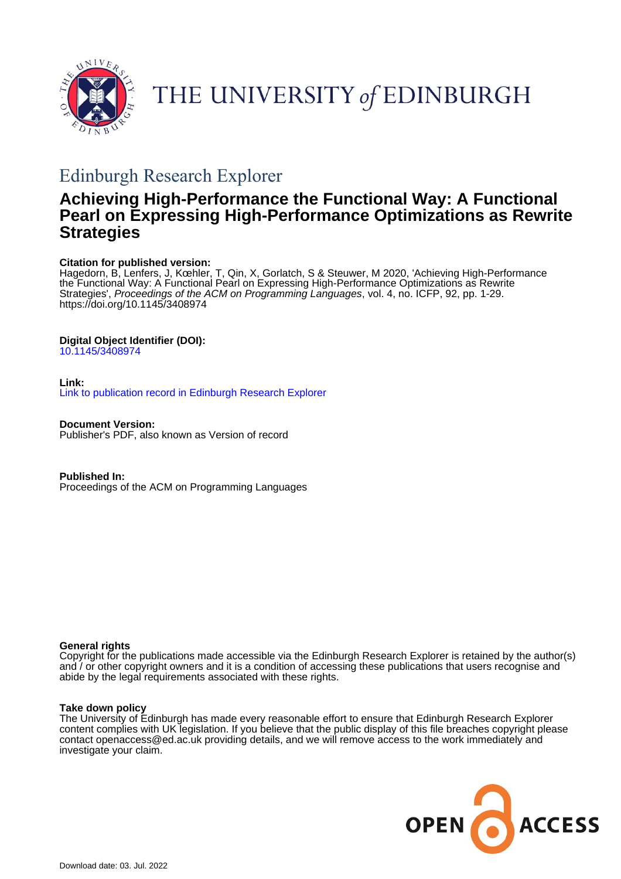THE UNIVERSITY of EDINBURGH

## Edinburgh Research Explorer

# Achieving High-Performance the Functional Way: A Functional Pearl on Expressing High-Performance Optimizations as Rewrite Strategies

**Citation for published version:**
Hagedorn, B, Lenfers, J, Kœhler, T, Qin, X, Gorlatch, S & Steuwer, M 2020, 'Achieving High-Performance the Functional Way: A Functional Pearl on Expressing High-Performance Optimizations as Rewrite Strategies', *Proceedings of the ACM on Programming Languages*, vol. 4, no. ICFP, 92, pp. 1-29. https://doi.org/10.1145/3408974

**Digital Object Identifier (DOI):**
10.1145/3408974

**Link:**
Link to publication record in Edinburgh Research Explorer

**Document Version:**
Publisher's PDF, also known as Version of record

**Published In:**
Proceedings of the ACM on Programming Languages

**General rights**
Copyright for the publications made accessible via the Edinburgh Research Explorer is retained by the author(s) and / or other copyright owners and it is a condition of accessing these publications that users recognise and abide by the legal requirements associated with these rights.

**Take down policy**
The University of Edinburgh has made every reasonable effort to ensure that Edinburgh Research Explorer content complies with UK legislation. If you believe that the public display of this file breaches copyright please contact openaccess@ed.ac.uk providing details, and we will remove access to the work immediately and investigate your claim.

OPEN ACCESS

Download date: 03. Jul. 2022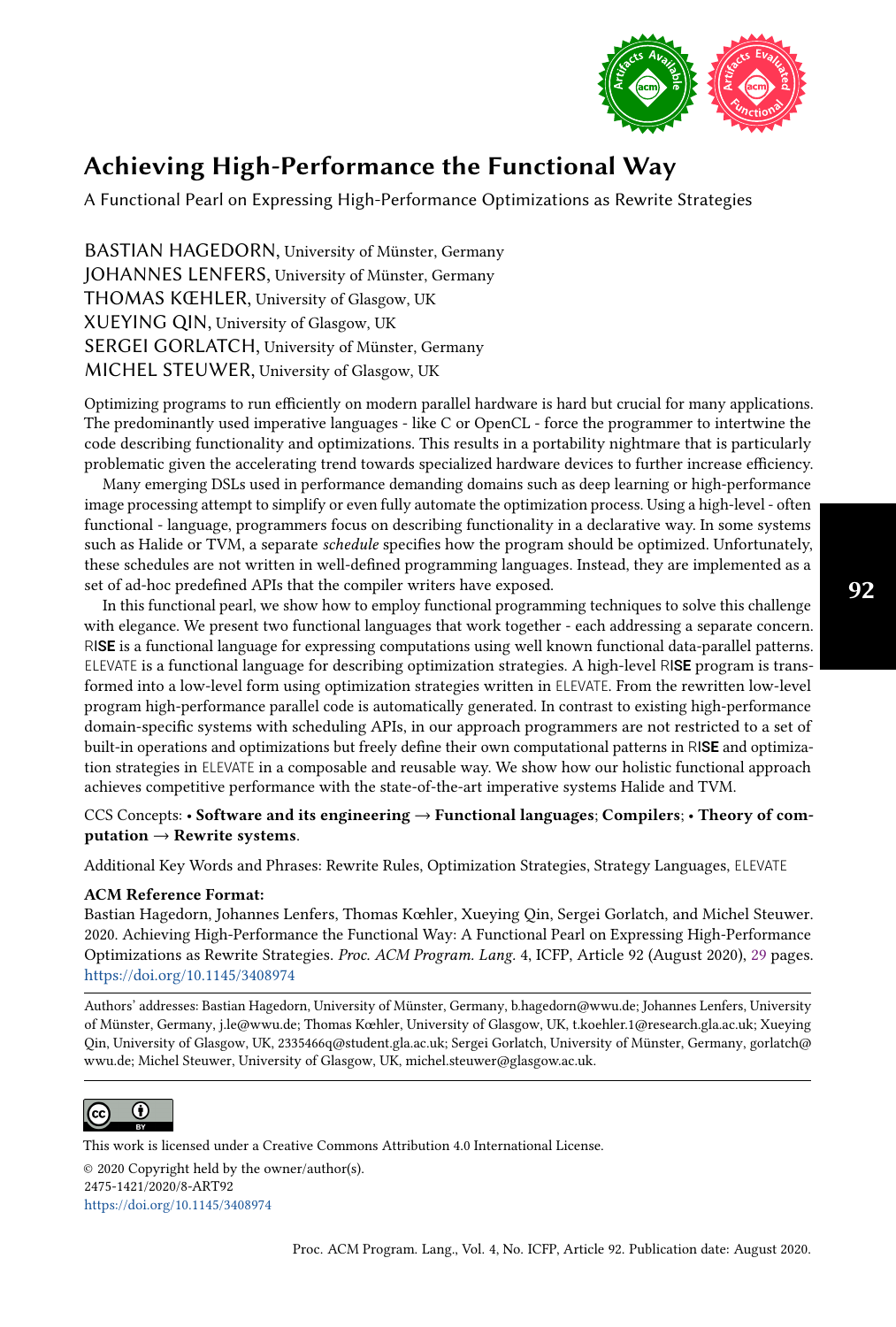# Achieving High-Performance the Functional Way

A Functional Pearl on Expressing High-Performance Optimizations as Rewrite Strategies

BASTIAN HAGEDORN, University of Münster, Germany
JOHANNES LENFERS, University of Münster, Germany
THOMAS KŒHLER, University of Glasgow, UK
XUEYING QIN, University of Glasgow, UK
SERGEI GORLATCH, University of Münster, Germany
MICHEL STEUWER, University of Glasgow, UK

Optimizing programs to run efficiently on modern parallel hardware is hard but crucial for many applications. The predominantly used imperative languages - like C or OpenCL - force the programmer to intertwine the code describing functionality and optimizations. This results in a portability nightmare that is particularly problematic given the accelerating trend towards specialized hardware devices to further increase efficiency.

Many emerging DSLs used in performance demanding domains such as deep learning or high-performance image processing attempt to simplify or even fully automate the optimization process. Using a high-level - often functional - language, programmers focus on describing functionality in a declarative way. In some systems such as Halide or TVM, a separate *schedule* specifies how the program should be optimized. Unfortunately, these schedules are not written in well-defined programming languages. Instead, they are implemented as a set of ad-hoc predefined APIs that the compiler writers have exposed.

In this functional pearl, we show how to employ functional programming techniques to solve this challenge with elegance. We present two functional languages that work together - each addressing a separate concern. RISE is a functional language for expressing computations using well known functional data-parallel patterns. ELEVATE is a functional language for describing optimization strategies. A high-level RISE program is transformed into a low-level form using optimization strategies written in ELEVATE. From the rewritten low-level program high-performance parallel code is automatically generated. In contrast to existing high-performance domain-specific systems with scheduling APIs, in our approach programmers are not restricted to a set of built-in operations and optimizations but freely define their own computational patterns in RISE and optimization strategies in ELEVATE in a composable and reusable way. We show how our holistic functional approach achieves competitive performance with the state-of-the-art imperative systems Halide and TVM.

CCS Concepts: • **Software and its engineering** → **Functional languages**; **Compilers**; • **Theory of computation** → **Rewrite systems**.

Additional Key Words and Phrases: Rewrite Rules, Optimization Strategies, Strategy Languages, ELEVATE

**ACM Reference Format:**
Bastian Hagedorn, Johannes Lenfers, Thomas Kœhler, Xueying Qin, Sergei Gorlatch, and Michel Steuwer. 2020. Achieving High-Performance the Functional Way: A Functional Pearl on Expressing High-Performance Optimizations as Rewrite Strategies. *Proc. ACM Program. Lang.* 4, ICFP, Article 92 (August 2020), 29 pages. https://doi.org/10.1145/3408974

Authors' addresses: Bastian Hagedorn, University of Münster, Germany, b.hagedorn@wwu.de; Johannes Lenfers, University of Münster, Germany, j.le@wwu.de; Thomas Kœhler, University of Glasgow, UK, t.koehler.1@research.gla.ac.uk; Xueying Qin, University of Glasgow, UK, 2335466q@student.gla.ac.uk; Sergei Gorlatch, University of Münster, Germany, gorlatch@wwu.de; Michel Steuwer, University of Glasgow, UK, michel.steuwer@glasgow.ac.uk.

This work is licensed under a Creative Commons Attribution 4.0 International License.
© 2020 Copyright held by the owner/author(s).
2475-1421/2020/8-ART92
https://doi.org/10.1145/3408974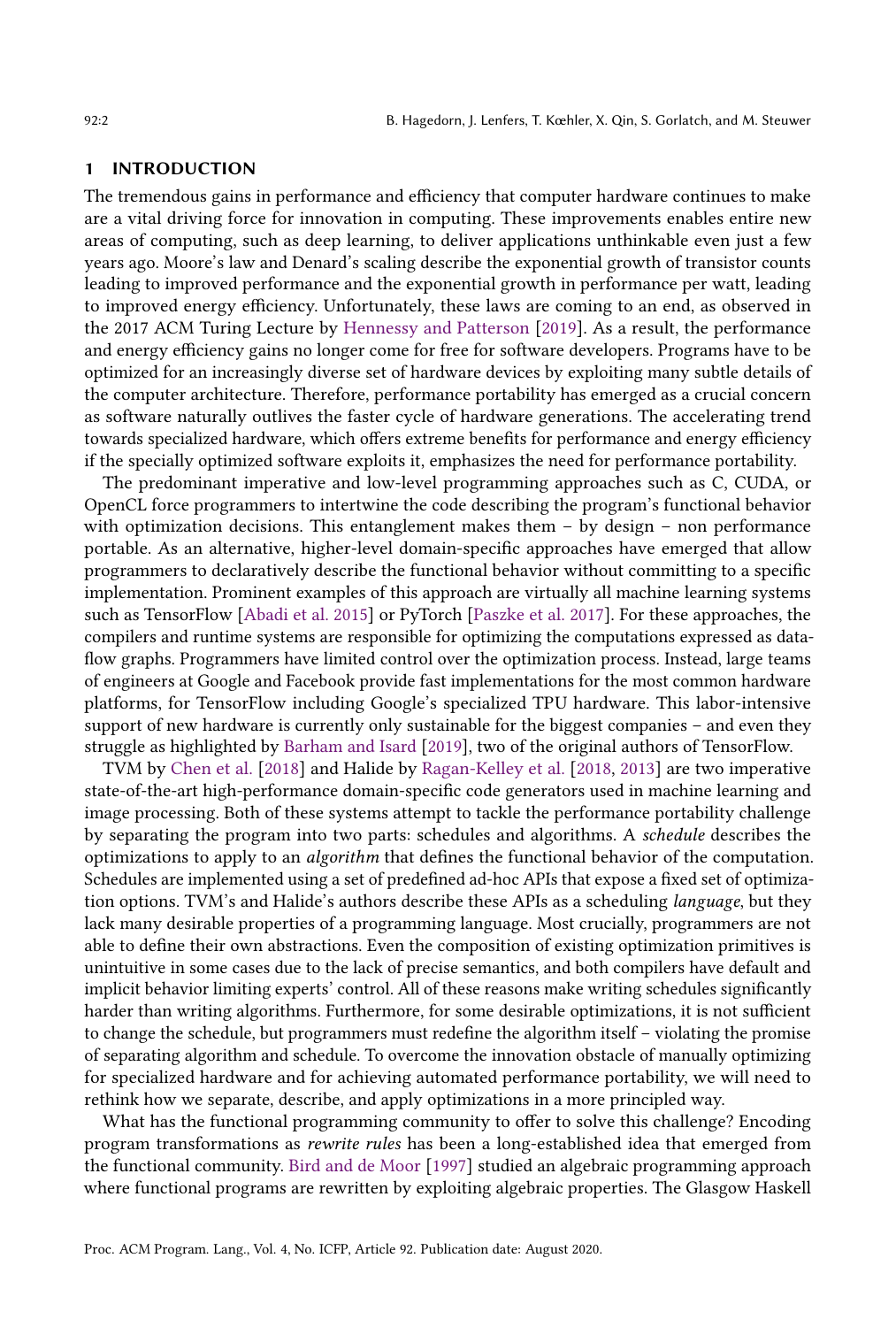## 1 INTRODUCTION

The tremendous gains in performance and efficiency that computer hardware continues to make are a vital driving force for innovation in computing. These improvements enables entire new areas of computing, such as deep learning, to deliver applications unthinkable even just a few years ago. Moore's law and Denard's scaling describe the exponential growth of transistor counts leading to improved performance and the exponential growth in performance per watt, leading to improved energy efficiency. Unfortunately, these laws are coming to an end, as observed in the 2017 ACM Turing Lecture by Hennessy and Patterson [2019]. As a result, the performance and energy efficiency gains no longer come for free for software developers. Programs have to be optimized for an increasingly diverse set of hardware devices by exploiting many subtle details of the computer architecture. Therefore, performance portability has emerged as a crucial concern as software naturally outlives the faster cycle of hardware generations. The accelerating trend towards specialized hardware, which offers extreme benefits for performance and energy efficiency if the specially optimized software exploits it, emphasizes the need for performance portability.

The predominant imperative and low-level programming approaches such as C, CUDA, or OpenCL force programmers to intertwine the code describing the program's functional behavior with optimization decisions. This entanglement makes them – by design – non performance portable. As an alternative, higher-level domain-specific approaches have emerged that allow programmers to declaratively describe the functional behavior without committing to a specific implementation. Prominent examples of this approach are virtually all machine learning systems such as TensorFlow [Abadi et al. 2015] or PyTorch [Paszke et al. 2017]. For these approaches, the compilers and runtime systems are responsible for optimizing the computations expressed as data-flow graphs. Programmers have limited control over the optimization process. Instead, large teams of engineers at Google and Facebook provide fast implementations for the most common hardware platforms, for TensorFlow including Google's specialized TPU hardware. This labor-intensive support of new hardware is currently only sustainable for the biggest companies – and even they struggle as highlighted by Barham and Isard [2019], two of the original authors of TensorFlow.

TVM by Chen et al. [2018] and Halide by Ragan-Kelley et al. [2018, 2013] are two imperative state-of-the-art high-performance domain-specific code generators used in machine learning and image processing. Both of these systems attempt to tackle the performance portability challenge by separating the program into two parts: schedules and algorithms. A *schedule* describes the optimizations to apply to an *algorithm* that defines the functional behavior of the computation. Schedules are implemented using a set of predefined ad-hoc APIs that expose a fixed set of optimization options. TVM's and Halide's authors describe these APIs as a scheduling *language*, but they lack many desirable properties of a programming language. Most crucially, programmers are not able to define their own abstractions. Even the composition of existing optimization primitives is unintuitive in some cases due to the lack of precise semantics, and both compilers have default and implicit behavior limiting experts' control. All of these reasons make writing schedules significantly harder than writing algorithms. Furthermore, for some desirable optimizations, it is not sufficient to change the schedule, but programmers must redefine the algorithm itself – violating the promise of separating algorithm and schedule. To overcome the innovation obstacle of manually optimizing for specialized hardware and for achieving automated performance portability, we will need to rethink how we separate, describe, and apply optimizations in a more principled way.

What has the functional programming community to offer to solve this challenge? Encoding program transformations as *rewrite rules* has been a long-established idea that emerged from the functional community. Bird and de Moor [1997] studied an algebraic programming approach where functional programs are rewritten by exploiting algebraic properties. The Glasgow Haskell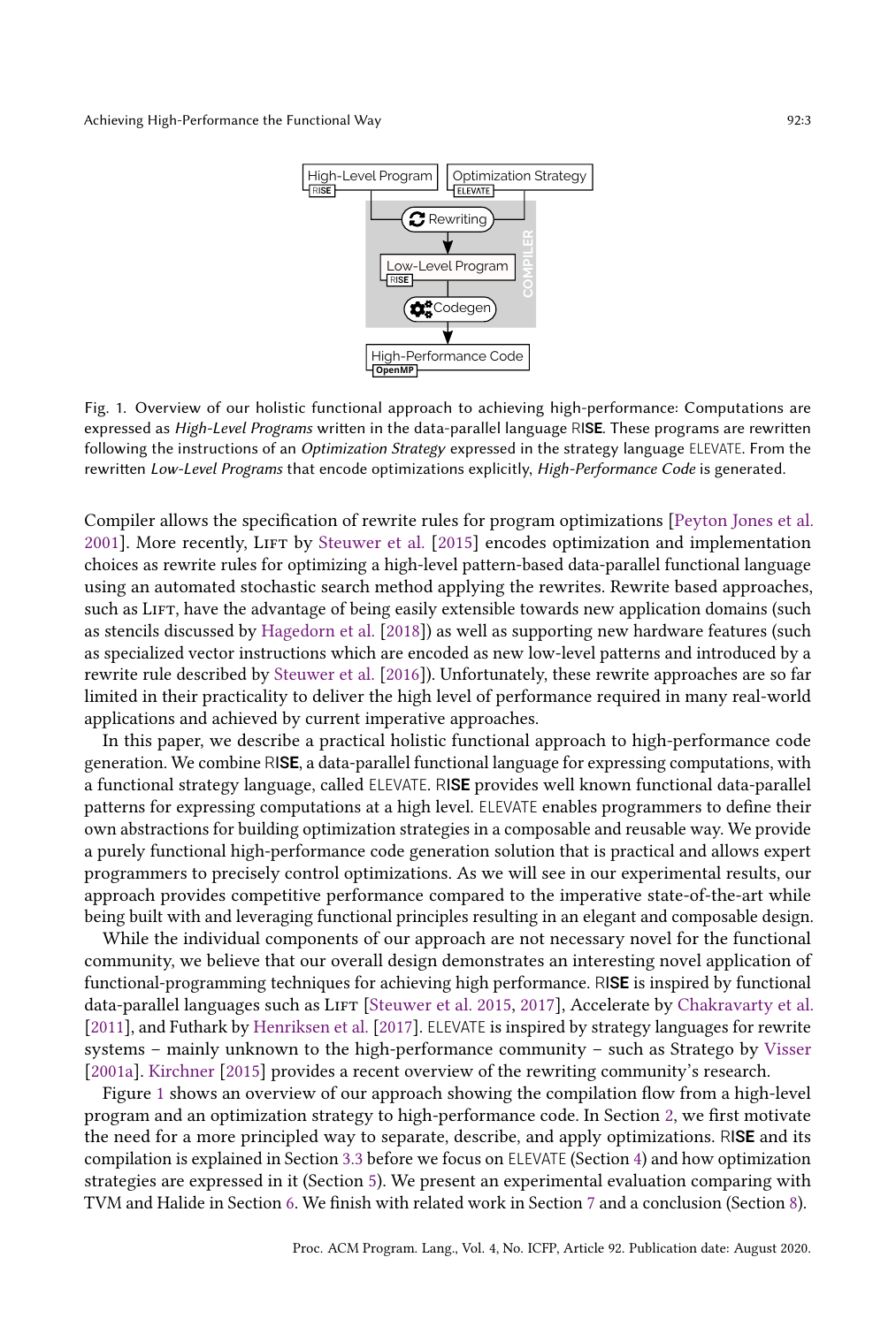Fig. 1. Overview of our holistic functional approach to achieving high-performance: Computations are expressed as *High-Level Programs* written in the data-parallel language RISE. These programs are rewritten following the instructions of an *Optimization Strategy* expressed in the strategy language ELEVATE. From the rewritten *Low-Level Programs* that encode optimizations explicitly, *High-Performance Code* is generated.

Compiler allows the specification of rewrite rules for program optimizations [Peyton Jones et al. 2001]. More recently, Lift by Steuwer et al. [2015] encodes optimization and implementation choices as rewrite rules for optimizing a high-level pattern-based data-parallel functional language using an automated stochastic search method applying the rewrites. Rewrite based approaches, such as Lift, have the advantage of being easily extensible towards new application domains (such as stencils discussed by Hagedorn et al. [2018]) as well as supporting new hardware features (such as specialized vector instructions which are encoded as new low-level patterns and introduced by a rewrite rule described by Steuwer et al. [2016]). Unfortunately, these rewrite approaches are so far limited in their practicality to deliver the high level of performance required in many real-world applications and achieved by current imperative approaches.

In this paper, we describe a practical holistic functional approach to high-performance code generation. We combine RISE, a data-parallel functional language for expressing computations, with a functional strategy language, called ELEVATE. RISE provides well known functional data-parallel patterns for expressing computations at a high level. ELEVATE enables programmers to define their own abstractions for building optimization strategies in a composable and reusable way. We provide a purely functional high-performance code generation solution that is practical and allows expert programmers to precisely control optimizations. As we will see in our experimental results, our approach provides competitive performance compared to the imperative state-of-the-art while being built with and leveraging functional principles resulting in an elegant and composable design.

While the individual components of our approach are not necessary novel for the functional community, we believe that our overall design demonstrates an interesting novel application of functional-programming techniques for achieving high performance. RISE is inspired by functional data-parallel languages such as Lift [Steuwer et al. 2015, 2017], Accelerate by Chakravarty et al. [2011], and Futhark by Henriksen et al. [2017]. ELEVATE is inspired by strategy languages for rewrite systems – mainly unknown to the high-performance community – such as Stratego by Visser [2001a]. Kirchner [2015] provides a recent overview of the rewriting community's research.

Figure 1 shows an overview of our approach showing the compilation flow from a high-level program and an optimization strategy to high-performance code. In Section 2, we first motivate the need for a more principled way to separate, describe, and apply optimizations. RISE and its compilation is explained in Section 3.3 before we focus on ELEVATE (Section 4) and how optimization strategies are expressed in it (Section 5). We present an experimental evaluation comparing with TVM and Halide in Section 6. We finish with related work in Section 7 and a conclusion (Section 8).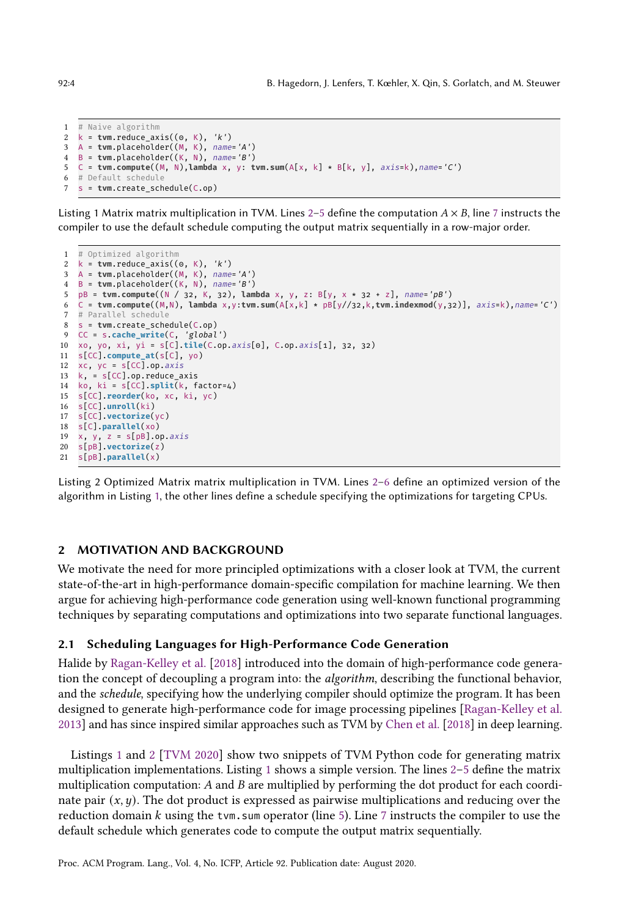```
# Naive algorithm
k = tvm.reduce_axis((0, K), 'k')
A = tvm.placeholder((M, K), name='A')
B = tvm.placeholder((K, N), name='B')
C = tvm.compute((M, N),lambda x, y: tvm.sum(A[x, k] * B[k, y], axis=k),name='C')
# Default schedule
s = tvm.create_schedule(C.op)
```

Listing 1 Matrix matrix multiplication in TVM. Lines 2–5 define the computation $A \times B$, line 7 instructs the compiler to use the default schedule computing the output matrix sequentially in a row-major order.

```
# Optimized algorithm
k = tvm.reduce_axis((0, K), 'k')
A = tvm.placeholder((M, K), name='A')
B = tvm.placeholder((K, N), name='B')
pB = tvm.compute((N / 32, K, 32), lambda x, y, z: B[y, x * 32 + z], name='pB')
C = tvm.compute((M,N), lambda x,y:tvm.sum(A[x,k] * pB[y//32,k,tvm.indexmod(y,32)], axis=k),name='C')
# Parallel schedule
s = tvm.create_schedule(C.op)
CC = s.cache_write(C, 'global')
xo, yo, xi, yi = s[C].tile(C.op.axis[0], C.op.axis[1], 32, 32)
s[CC].compute_at(s[C], yo)
xc, yc = s[CC].op.axis
k, = s[CC].op.reduce_axis
ko, ki = s[CC].split(k, factor=4)
s[CC].reorder(ko, xc, ki, yc)
s[CC].unroll(ki)
s[CC].vectorize(yc)
s[C].parallel(xo)
x, y, z = s[pB].op.axis
s[pB].vectorize(z)
s[pB].parallel(x)
```

Listing 2 Optimized Matrix matrix multiplication in TVM. Lines 2–6 define an optimized version of the algorithm in Listing 1, the other lines define a schedule specifying the optimizations for targeting CPUs.

## 2 MOTIVATION AND BACKGROUND

We motivate the need for more principled optimizations with a closer look at TVM, the current state-of-the-art in high-performance domain-specific compilation for machine learning. We then argue for achieving high-performance code generation using well-known functional programming techniques by separating computations and optimizations into two separate functional languages.

### 2.1 Scheduling Languages for High-Performance Code Generation

Halide by Ragan-Kelley et al. [2018] introduced into the domain of high-performance code generation the concept of decoupling a program into: the *algorithm*, describing the functional behavior, and the *schedule*, specifying how the underlying compiler should optimize the program. It has been designed to generate high-performance code for image processing pipelines [Ragan-Kelley et al. 2013] and has since inspired similar approaches such as TVM by Chen et al. [2018] in deep learning.

Listings 1 and 2 [TVM 2020] show two snippets of TVM Python code for generating matrix multiplication implementations. Listing 1 shows a simple version. The lines 2–5 define the matrix multiplication computation: $A$ and $B$ are multiplied by performing the dot product for each coordinate pair $(x, y)$. The dot product is expressed as pairwise multiplications and reducing over the reduction domain $k$ using the `tvm.sum` operator (line 5). Line 7 instructs the compiler to use the default schedule which generates code to compute the output matrix sequentially.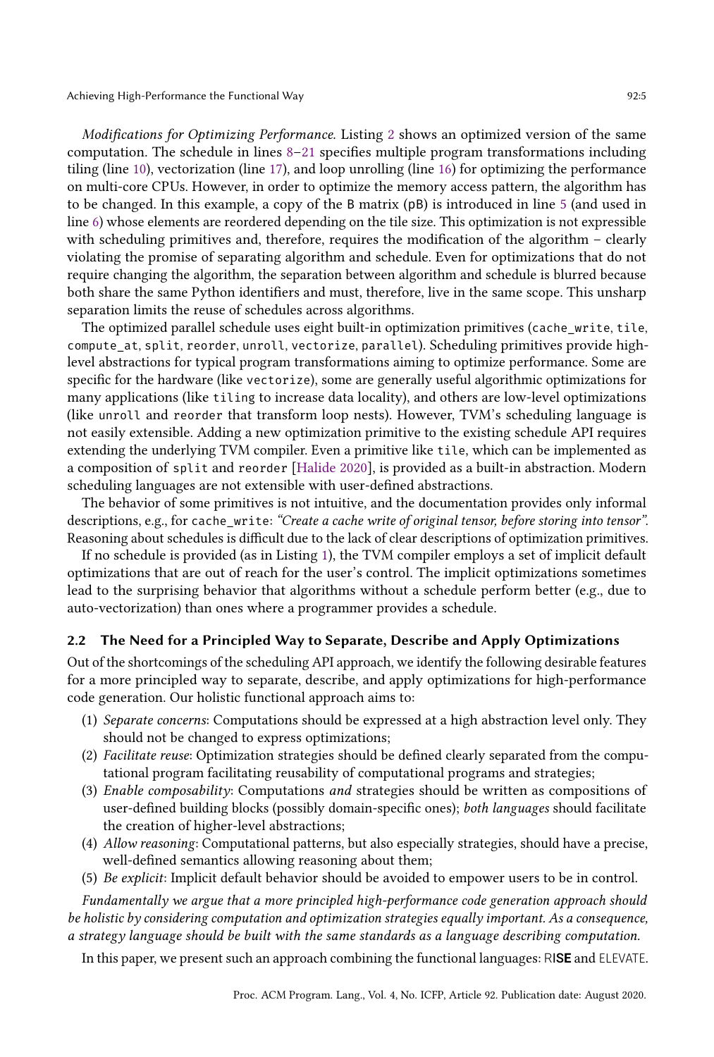*Modifications for Optimizing Performance.* Listing 2 shows an optimized version of the same computation. The schedule in lines 8–21 specifies multiple program transformations including tiling (line 10), vectorization (line 17), and loop unrolling (line 16) for optimizing the performance on multi-core CPUs. However, in order to optimize the memory access pattern, the algorithm has to be changed. In this example, a copy of the `B` matrix (`pB`) is introduced in line 5 (and used in line 6) whose elements are reordered depending on the tile size. This optimization is not expressible with scheduling primitives and, therefore, requires the modification of the algorithm – clearly violating the promise of separating algorithm and schedule. Even for optimizations that do not require changing the algorithm, the separation between algorithm and schedule is blurred because both share the same Python identifiers and must, therefore, live in the same scope. This unsharp separation limits the reuse of schedules across algorithms.

The optimized parallel schedule uses eight built-in optimization primitives (`cache_write`, `tile`, `compute_at`, `split`, `reorder`, `unroll`, `vectorize`, `parallel`). Scheduling primitives provide high-level abstractions for typical program transformations aiming to optimize performance. Some are specific for the hardware (like `vectorize`), some are generally useful algorithmic optimizations for many applications (like `tiling` to increase data locality), and others are low-level optimizations (like `unroll` and `reorder` that transform loop nests). However, TVM's scheduling language is not easily extensible. Adding a new optimization primitive to the existing schedule API requires extending the underlying TVM compiler. Even a primitive like `tile`, which can be implemented as a composition of `split` and `reorder` [Halide 2020], is provided as a built-in abstraction. Modern scheduling languages are not extensible with user-defined abstractions.

The behavior of some primitives is not intuitive, and the documentation provides only informal descriptions, e.g., for `cache_write`: *"Create a cache write of original tensor, before storing into tensor"*. Reasoning about schedules is difficult due to the lack of clear descriptions of optimization primitives.

If no schedule is provided (as in Listing 1), the TVM compiler employs a set of implicit default optimizations that are out of reach for the user's control. The implicit optimizations sometimes lead to the surprising behavior that algorithms without a schedule perform better (e.g., due to auto-vectorization) than ones where a programmer provides a schedule.

### 2.2 The Need for a Principled Way to Separate, Describe and Apply Optimizations

Out of the shortcomings of the scheduling API approach, we identify the following desirable features for a more principled way to separate, describe, and apply optimizations for high-performance code generation. Our holistic functional approach aims to:

1. *Separate concerns*: Computations should be expressed at a high abstraction level only. They should not be changed to express optimizations;
2. *Facilitate reuse*: Optimization strategies should be defined clearly separated from the computational program facilitating reusability of computational programs and strategies;
3. *Enable composability*: Computations *and* strategies should be written as compositions of user-defined building blocks (possibly domain-specific ones); *both languages* should facilitate the creation of higher-level abstractions;
4. *Allow reasoning*: Computational patterns, but also especially strategies, should have a precise, well-defined semantics allowing reasoning about them;
5. *Be explicit*: Implicit default behavior should be avoided to empower users to be in control.

*Fundamentally we argue that a more principled high-performance code generation approach should be holistic by considering computation and optimization strategies equally important. As a consequence, a strategy language should be built with the same standards as a language describing computation.*

In this paper, we present such an approach combining the functional languages: RISE and ELEVATE.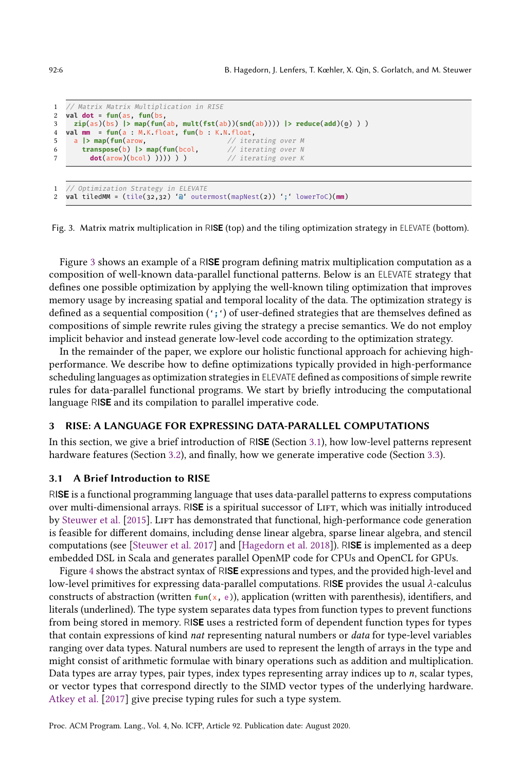```
1  // Matrix Matrix Multiplication in RISE
2  val dot = fun(as, fun(bs,
3    zip(as)(bs) |> map(fun(ab, mult(fst(ab))(snd(ab)))) |> reduce(add)(0) ) )
4  val mm  = fun(a : M.K.float, fun(b : K.N.float,
5    a |> map(fun(arow,                        // iterating over M
6      transpose(b) |> map(fun(bcol,           // iterating over N
7        dot(arow)(bcol) )))) ) )              // iterating over K
```

```
1  // Optimization Strategy in ELEVATE
2  val tiledMM = (tile(32,32) `@` outermost(mapNest(2)) `;` lowerToC)(mm)
```

Fig. 3. Matrix matrix multiplication in RISE (top) and the tiling optimization strategy in ELEVATE (bottom).

Figure 3 shows an example of a RISE program defining matrix multiplication computation as a composition of well-known data-parallel functional patterns. Below is an ELEVATE strategy that defines one possible optimization by applying the well-known tiling optimization that improves memory usage by increasing spatial and temporal locality of the data. The optimization strategy is defined as a sequential composition (`;`) of user-defined strategies that are themselves defined as compositions of simple rewrite rules giving the strategy a precise semantics. We do not employ implicit behavior and instead generate low-level code according to the optimization strategy.

In the remainder of the paper, we explore our holistic functional approach for achieving high-performance. We describe how to define optimizations typically provided in high-performance scheduling languages as optimization strategies in ELEVATE defined as compositions of simple rewrite rules for data-parallel functional programs. We start by briefly introducing the computational language RISE and its compilation to parallel imperative code.

## 3 RISE: A LANGUAGE FOR EXPRESSING DATA-PARALLEL COMPUTATIONS

In this section, we give a brief introduction of RISE (Section 3.1), how low-level patterns represent hardware features (Section 3.2), and finally, how we generate imperative code (Section 3.3).

### 3.1 A Brief Introduction to RISE

RISE is a functional programming language that uses data-parallel patterns to express computations over multi-dimensional arrays. RISE is a spiritual successor of Lift, which was initially introduced by Steuwer et al. [2015]. Lift has demonstrated that functional, high-performance code generation is feasible for different domains, including dense linear algebra, sparse linear algebra, and stencil computations (see [Steuwer et al. 2017] and [Hagedorn et al. 2018]). RISE is implemented as a deep embedded DSL in Scala and generates parallel OpenMP code for CPUs and OpenCL for GPUs.

Figure 4 shows the abstract syntax of RISE expressions and types, and the provided high-level and low-level primitives for expressing data-parallel computations. RISE provides the usual $\lambda$-calculus constructs of abstraction (written `fun(x, e)`), application (written with parenthesis), identifiers, and literals (underlined). The type system separates data types from function types to prevent functions from being stored in memory. RISE uses a restricted form of dependent function types for types that contain expressions of kind *nat* representing natural numbers or *data* for type-level variables ranging over data types. Natural numbers are used to represent the length of arrays in the type and might consist of arithmetic formulae with binary operations such as addition and multiplication. Data types are array types, pair types, index types representing array indices up to $n$, scalar types, or vector types that correspond directly to the SIMD vector types of the underlying hardware. Atkey et al. [2017] give precise typing rules for such a type system.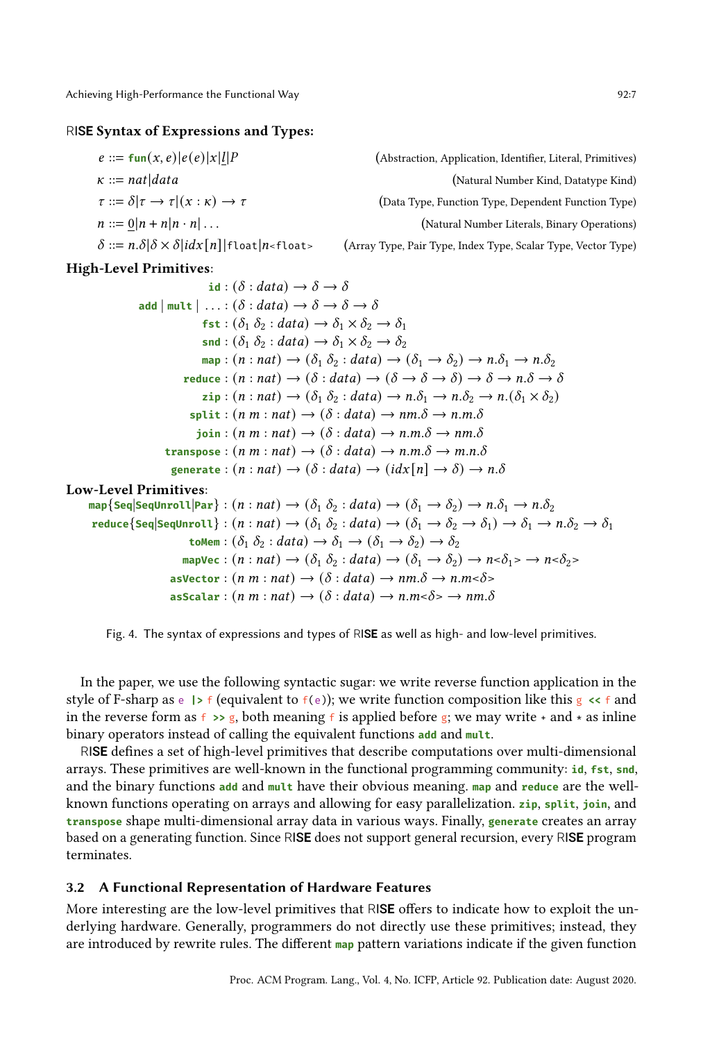**RISE Syntax of Expressions and Types:**

$$e ::= \texttt{fun}(x, e) \,|\, e(e) \,|\, x \,|\, \underline{l} \,|\, P \qquad \text{(Abstraction, Application, Identifier, Literal, Primitives)}$$

$$\kappa ::= nat \,|\, data \qquad \text{(Natural Number Kind, Datatype Kind)}$$

$$\tau ::= \delta \,|\, \tau \to \tau \,|\, (x : \kappa) \to \tau \qquad \text{(Data Type, Function Type, Dependent Function Type)}$$

$$n ::= \underline{0} \,|\, n + n \,|\, n \cdot n \,|\, \ldots \qquad \text{(Natural Number Literals, Binary Operations)}$$

$$\delta ::= n.\delta \,|\, \delta \times \delta \,|\, idx[n] \,|\, \texttt{float} \,|\, n\texttt{<float>} \qquad \text{(Array Type, Pair Type, Index Type, Scalar Type, Vector Type)}$$

**High-Level Primitives:**

$$\begin{aligned}
\texttt{id} &: (\delta : data) \to \delta \to \delta \\
\texttt{add} \,|\, \texttt{mult} \,|\, \ldots &: (\delta : data) \to \delta \to \delta \to \delta \\
\texttt{fst} &: (\delta_1\ \delta_2 : data) \to \delta_1 \times \delta_2 \to \delta_1 \\
\texttt{snd} &: (\delta_1\ \delta_2 : data) \to \delta_1 \times \delta_2 \to \delta_2 \\
\texttt{map} &: (n : nat) \to (\delta_1\ \delta_2 : data) \to (\delta_1 \to \delta_2) \to n.\delta_1 \to n.\delta_2 \\
\texttt{reduce} &: (n : nat) \to (\delta : data) \to (\delta \to \delta \to \delta) \to \delta \to n.\delta \to \delta \\
\texttt{zip} &: (n : nat) \to (\delta_1\ \delta_2 : data) \to n.\delta_1 \to n.\delta_2 \to n.(\delta_1 \times \delta_2) \\
\texttt{split} &: (n\ m : nat) \to (\delta : data) \to nm.\delta \to n.m.\delta \\
\texttt{join} &: (n\ m : nat) \to (\delta : data) \to n.m.\delta \to nm.\delta \\
\texttt{transpose} &: (n\ m : nat) \to (\delta : data) \to n.m.\delta \to m.n.\delta \\
\texttt{generate} &: (n : nat) \to (\delta : data) \to (idx[n] \to \delta) \to n.\delta
\end{aligned}$$

**Low-Level Primitives:**

$$\begin{aligned}
\texttt{map}\{\texttt{Seq}|\texttt{SeqUnroll}|\texttt{Par}\} &: (n : nat) \to (\delta_1\ \delta_2 : data) \to (\delta_1 \to \delta_2) \to n.\delta_1 \to n.\delta_2 \\
\texttt{reduce}\{\texttt{Seq}|\texttt{SeqUnroll}\} &: (n : nat) \to (\delta_1\ \delta_2 : data) \to (\delta_1 \to \delta_2 \to \delta_1) \to \delta_1 \to n.\delta_2 \to \delta_1 \\
\texttt{toMem} &: (\delta_1\ \delta_2 : data) \to \delta_1 \to (\delta_1 \to \delta_2) \to \delta_2 \\
\texttt{mapVec} &: (n : nat) \to (\delta_1\ \delta_2 : data) \to (\delta_1 \to \delta_2) \to n\texttt{<}\delta_1\texttt{>} \to n\texttt{<}\delta_2\texttt{>} \\
\texttt{asVector} &: (n\ m : nat) \to (\delta : data) \to nm.\delta \to n.m\texttt{<}\delta\texttt{>} \\
\texttt{asScalar} &: (n\ m : nat) \to (\delta : data) \to n.m\texttt{<}\delta\texttt{>} \to nm.\delta
\end{aligned}$$

Fig. 4. The syntax of expressions and types of RISE as well as high- and low-level primitives.

In the paper, we use the following syntactic sugar: we write reverse function application in the style of F-sharp as `e |> f` (equivalent to `f(e)`); we write function composition like this `g << f` and in the reverse form as `f >> g`, both meaning `f` is applied before `g`; we may write `+` and `*` as inline binary operators instead of calling the equivalent functions `add` and `mult`.

RISE defines a set of high-level primitives that describe computations over multi-dimensional arrays. These primitives are well-known in the functional programming community: `id`, `fst`, `snd`, and the binary functions `add` and `mult` have their obvious meaning. `map` and `reduce` are the well-known functions operating on arrays and allowing for easy parallelization. `zip`, `split`, `join`, and `transpose` shape multi-dimensional array data in various ways. Finally, `generate` creates an array based on a generating function. Since RISE does not support general recursion, every RISE program terminates.

### 3.2 A Functional Representation of Hardware Features

More interesting are the low-level primitives that RISE offers to indicate how to exploit the underlying hardware. Generally, programmers do not directly use these primitives; instead, they are introduced by rewrite rules. The different `map` pattern variations indicate if the given function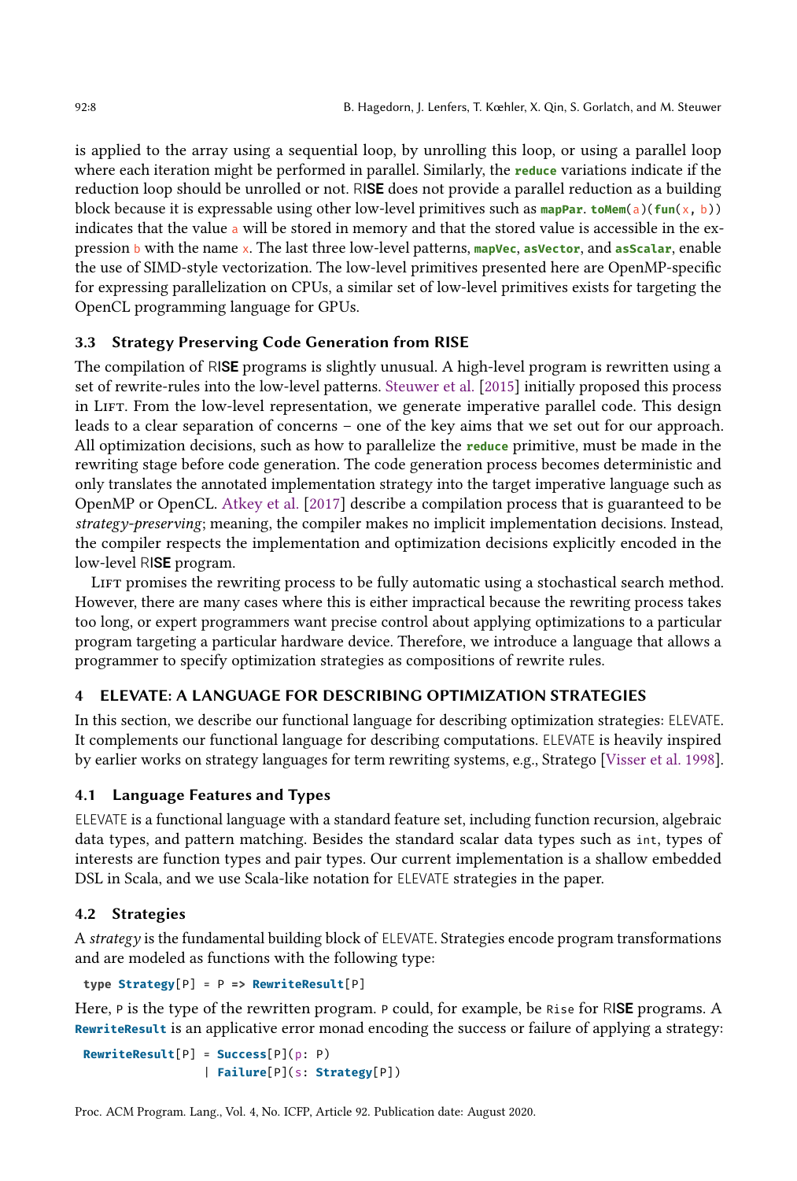is applied to the array using a sequential loop, by unrolling this loop, or using a parallel loop where each iteration might be performed in parallel. Similarly, the `reduce` variations indicate if the reduction loop should be unrolled or not. RISE does not provide a parallel reduction as a building block because it is expressable using other low-level primitives such as `mapPar`. `toMem(a)(fun(x, b))` indicates that the value `a` will be stored in memory and that the stored value is accessible in the expression `b` with the name `x`. The last three low-level patterns, `mapVec`, `asVector`, and `asScalar`, enable the use of SIMD-style vectorization. The low-level primitives presented here are OpenMP-specific for expressing parallelization on CPUs, a similar set of low-level primitives exists for targeting the OpenCL programming language for GPUs.

### 3.3 Strategy Preserving Code Generation from RISE

The compilation of RISE programs is slightly unusual. A high-level program is rewritten using a set of rewrite-rules into the low-level patterns. Steuwer et al. [2015] initially proposed this process in Lift. From the low-level representation, we generate imperative parallel code. This design leads to a clear separation of concerns – one of the key aims that we set out for our approach. All optimization decisions, such as how to parallelize the `reduce` primitive, must be made in the rewriting stage before code generation. The code generation process becomes deterministic and only translates the annotated implementation strategy into the target imperative language such as OpenMP or OpenCL. Atkey et al. [2017] describe a compilation process that is guaranteed to be *strategy-preserving*; meaning, the compiler makes no implicit implementation decisions. Instead, the compiler respects the implementation and optimization decisions explicitly encoded in the low-level RISE program.

Lift promises the rewriting process to be fully automatic using a stochastical search method. However, there are many cases where this is either impractical because the rewriting process takes too long, or expert programmers want precise control about applying optimizations to a particular program targeting a particular hardware device. Therefore, we introduce a language that allows a programmer to specify optimization strategies as compositions of rewrite rules.

## 4 ELEVATE: A LANGUAGE FOR DESCRIBING OPTIMIZATION STRATEGIES

In this section, we describe our functional language for describing optimization strategies: ELEVATE. It complements our functional language for describing computations. ELEVATE is heavily inspired by earlier works on strategy languages for term rewriting systems, e.g., Stratego [Visser et al. 1998].

### 4.1 Language Features and Types

ELEVATE is a functional language with a standard feature set, including function recursion, algebraic data types, and pattern matching. Besides the standard scalar data types such as `int`, types of interests are function types and pair types. Our current implementation is a shallow embedded DSL in Scala, and we use Scala-like notation for ELEVATE strategies in the paper.

### 4.2 Strategies

A *strategy* is the fundamental building block of ELEVATE. Strategies encode program transformations and are modeled as functions with the following type:

```
type Strategy[P] = P => RewriteResult[P]
```

Here, `P` is the type of the rewritten program. `P` could, for example, be `Rise` for RISE programs. A `RewriteResult` is an applicative error monad encoding the success or failure of applying a strategy:

```
RewriteResult[P] = Success[P](p: P)
                 | Failure[P](s: Strategy[P])
```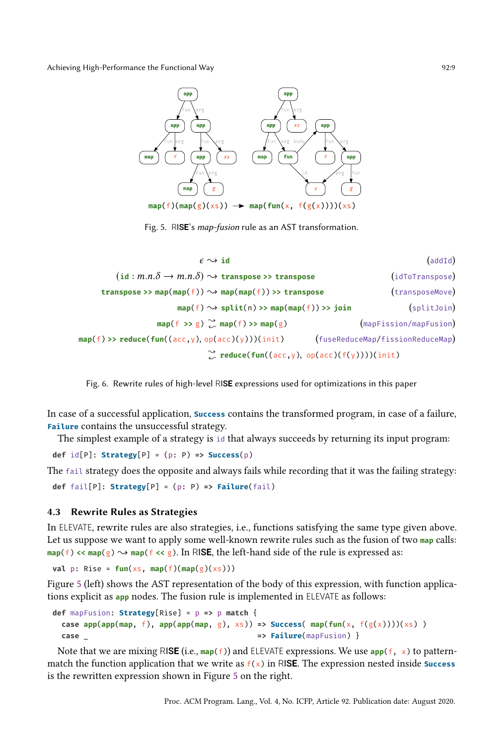```
map(f)(map(g)(xs))  →  map(fun(x, f(g(x))))(xs)
```

Fig. 5. RISE's *map-fusion* rule as an AST transformation.

| | | |
|---|---|---|
| $\epsilon$ | $\rightsquigarrow$ `id` | (addId) |
| $(\texttt{id} : m.n.\delta \rightarrow m.n.\delta)$ | $\rightsquigarrow$ `transpose >> transpose` | (idToTranspose) |
| `transpose >> map(map(f))` | $\rightsquigarrow$ `map(map(f)) >> transpose` | (transposeMove) |
| `map(f)` | $\rightsquigarrow$ `split(n) >> map(map(f)) >> join` | (splitJoin) |
| `map(f >> g)` | $\leftrightsquigarrow$ `map(f) >> map(g)` | (mapFission/mapFusion) |
| `map(f) >> reduce(fun((acc,y), op(acc)(y)))(init)` | $\leftrightsquigarrow$ `reduce(fun((acc,y), op(acc)(f(y))))(init)` | (fuseReduceMap/fissionReduceMap) |

Fig. 6. Rewrite rules of high-level RISE expressions used for optimizations in this paper

In case of a successful application, `Success` contains the transformed program, in case of a failure, `Failure` contains the unsuccessful strategy.

The simplest example of a strategy is `id` that always succeeds by returning its input program:

```
def id[P]: Strategy[P] = (p: P) => Success(p)
```

The `fail` strategy does the opposite and always fails while recording that it was the failing strategy:

```
def fail[P]: Strategy[P] = (p: P) => Failure(fail)
```

### 4.3 Rewrite Rules as Strategies

In ELEVATE, rewrite rules are also strategies, i.e., functions satisfying the same type given above. Let us suppose we want to apply some well-known rewrite rules such as the fusion of two `map` calls: `map(f) << map(g)` $\rightsquigarrow$ `map(f << g)`. In RISE, the left-hand side of the rule is expressed as:

```
val p: Rise = fun(xs, map(f)(map(g)(xs)))
```

Figure 5 (left) shows the AST representation of the body of this expression, with function applications explicit as `app` nodes. The fusion rule is implemented in ELEVATE as follows:

```
def mapFusion: Strategy[Rise] = p => p match {
  case app(app(map, f), app(app(map, g), xs)) => Success( map(fun(x, f(g(x))))(xs) )
  case _                                        => Failure(mapFusion) }
```

Note that we are mixing RISE (i.e., `map(f)`) and ELEVATE expressions. We use `app(f, x)` to pattern-match the function application that we write as `f(x)` in RISE. The expression nested inside `Success` is the rewritten expression shown in Figure 5 on the right.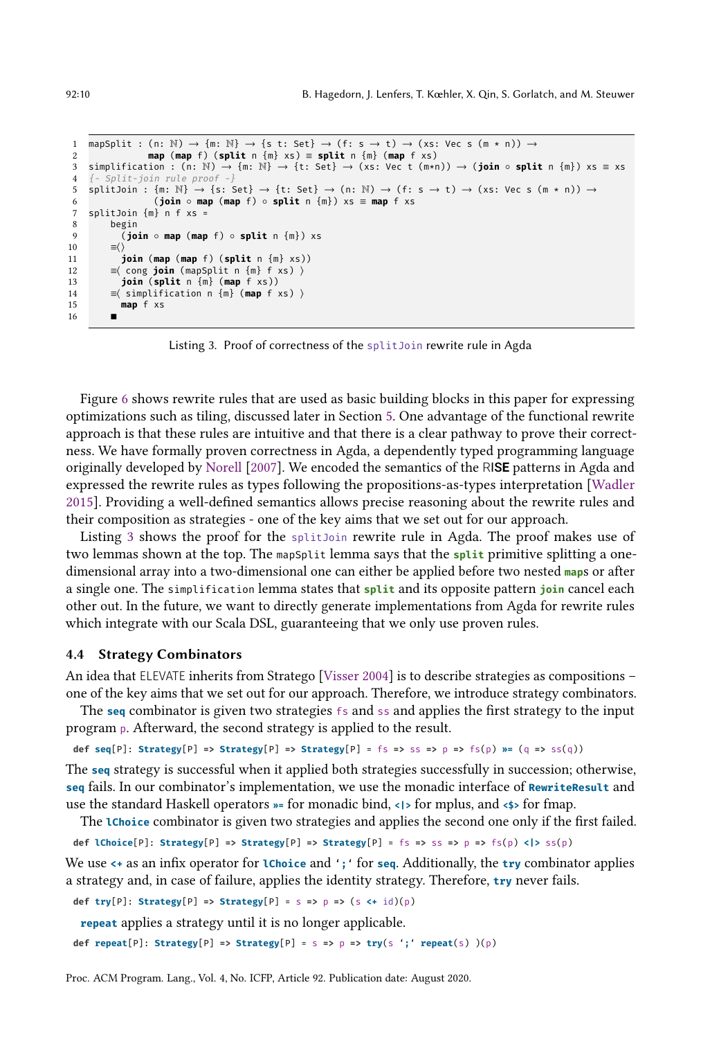```
mapSplit : (n: ℕ) → {m: ℕ} → {s t: Set} → (f: s → t) → (xs: Vec s (m * n)) →
           map (map f) (split n {m} xs) ≡ split n {m} (map f xs)
simplification : (n: ℕ) → {m: ℕ} → {t: Set} → (xs: Vec t (m*n)) → (join ∘ split n {m}) xs ≡ xs
{- Split-join rule proof -}
splitJoin : {m: ℕ} → {s: Set} → {t: Set} → (n: ℕ) → (f: s → t) → (xs: Vec s (m * n)) →
            (join ∘ map (map f) ∘ split n {m}) xs ≡ map f xs
splitJoin {m} n f xs =
    begin
      (join ∘ map (map f) ∘ split n {m}) xs
    ≡⟨⟩
      join (map (map f) (split n {m} xs))
    ≡⟨ cong join (mapSplit n {m} f xs) ⟩
      join (split n {m} (map f xs))
    ≡⟨ simplification n {m} (map f xs) ⟩
      map f xs
    ∎
```

Listing 3. Proof of correctness of the `splitJoin` rewrite rule in Agda

Figure 6 shows rewrite rules that are used as basic building blocks in this paper for expressing optimizations such as tiling, discussed later in Section 5. One advantage of the functional rewrite approach is that these rules are intuitive and that there is a clear pathway to prove their correctness. We have formally proven correctness in Agda, a dependently typed programming language originally developed by Norell [2007]. We encoded the semantics of the RISE patterns in Agda and expressed the rewrite rules as types following the propositions-as-types interpretation [Wadler 2015]. Providing a well-defined semantics allows precise reasoning about the rewrite rules and their composition as strategies - one of the key aims that we set out for our approach.

Listing 3 shows the proof for the `splitJoin` rewrite rule in Agda. The proof makes use of two lemmas shown at the top. The `mapSplit` lemma says that the **split** primitive splitting a one-dimensional array into a two-dimensional one can either be applied before two nested **map**s or after a single one. The `simplification` lemma states that **split** and its opposite pattern **join** cancel each other out. In the future, we want to directly generate implementations from Agda for rewrite rules which integrate with our Scala DSL, guaranteeing that we only use proven rules.

### 4.4 Strategy Combinators

An idea that ELEVATE inherits from Stratego [Visser 2004] is to describe strategies as compositions – one of the key aims that we set out for our approach. Therefore, we introduce strategy combinators.

The **seq** combinator is given two strategies `fs` and `ss` and applies the first strategy to the input program `p`. Afterward, the second strategy is applied to the result.

```
def seq[P]: Strategy[P] => Strategy[P] => Strategy[P] = fs => ss => p => fs(p) >>= (q => ss(q))
```

The **seq** strategy is successful when it applied both strategies successfully in succession; otherwise, **seq** fails. In our combinator's implementation, we use the monadic interface of **RewriteResult** and use the standard Haskell operators `>>=` for monadic bind, `<|>` for mplus, and `<$>` for fmap.

The **lChoice** combinator is given two strategies and applies the second one only if the first failed.

```
def lChoice[P]: Strategy[P] => Strategy[P] => Strategy[P] = fs => ss => p => fs(p) <|> ss(p)
```

We use `<+` as an infix operator for **lChoice** and '`;`' for **seq**. Additionally, the **try** combinator applies a strategy and, in case of failure, applies the identity strategy. Therefore, **try** never fails.

```
def try[P]: Strategy[P] => Strategy[P] = s => p => (s <+ id)(p)
```

**repeat** applies a strategy until it is no longer applicable.

```
def repeat[P]: Strategy[P] => Strategy[P] = s => p => try(s `;` repeat(s) )(p)
```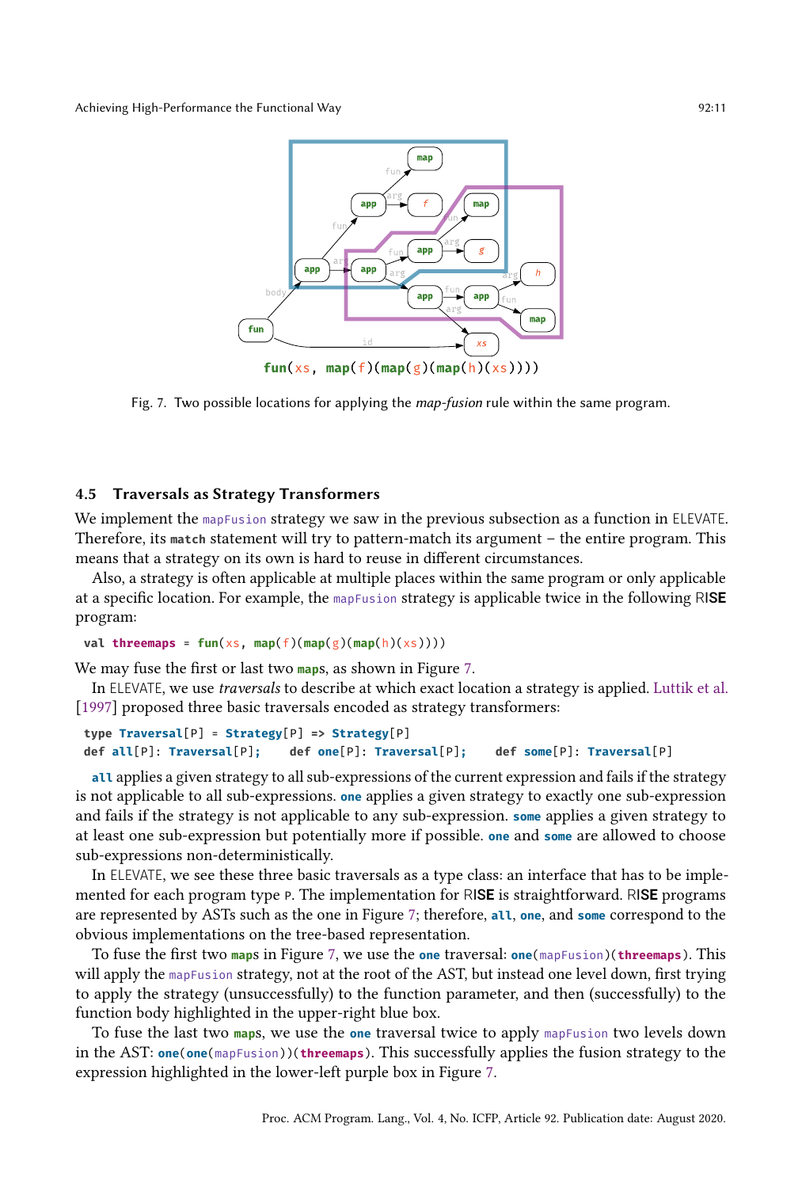fun(xs, map(f)(map(g)(map(h)(xs))))

Fig. 7. Two possible locations for applying the *map-fusion* rule within the same program.

### 4.5 Traversals as Strategy Transformers

We implement the mapFusion strategy we saw in the previous subsection as a function in ELEVATE. Therefore, its **match** statement will try to pattern-match its argument – the entire program. This means that a strategy on its own is hard to reuse in different circumstances.

Also, a strategy is often applicable at multiple places within the same program or only applicable at a specific location. For example, the mapFusion strategy is applicable twice in the following RISE program:

```
val threemaps = fun(xs, map(f)(map(g)(map(h)(xs))))
```

We may fuse the first or last two **map**s, as shown in Figure 7.

In ELEVATE, we use *traversals* to describe at which exact location a strategy is applied. Luttik et al. [1997] proposed three basic traversals encoded as strategy transformers:

```
type Traversal[P] = Strategy[P] => Strategy[P]
def all[P]: Traversal[P];    def one[P]: Traversal[P];    def some[P]: Traversal[P]
```

**all** applies a given strategy to all sub-expressions of the current expression and fails if the strategy is not applicable to all sub-expressions. **one** applies a given strategy to exactly one sub-expression and fails if the strategy is not applicable to any sub-expression. **some** applies a given strategy to at least one sub-expression but potentially more if possible. **one** and **some** are allowed to choose sub-expressions non-deterministically.

In ELEVATE, we see these three basic traversals as a type class: an interface that has to be implemented for each program type P. The implementation for RISE is straightforward. RISE programs are represented by ASTs such as the one in Figure 7; therefore, **all**, **one**, and **some** correspond to the obvious implementations on the tree-based representation.

To fuse the first two **map**s in Figure 7, we use the **one** traversal: **one**(mapFusion)(**threemaps**). This will apply the mapFusion strategy, not at the root of the AST, but instead one level down, first trying to apply the strategy (unsuccessfully) to the function parameter, and then (successfully) to the function body highlighted in the upper-right blue box.

To fuse the last two **map**s, we use the **one** traversal twice to apply mapFusion two levels down in the AST: **one**(**one**(mapFusion))(**threemaps**). This successfully applies the fusion strategy to the expression highlighted in the lower-left purple box in Figure 7.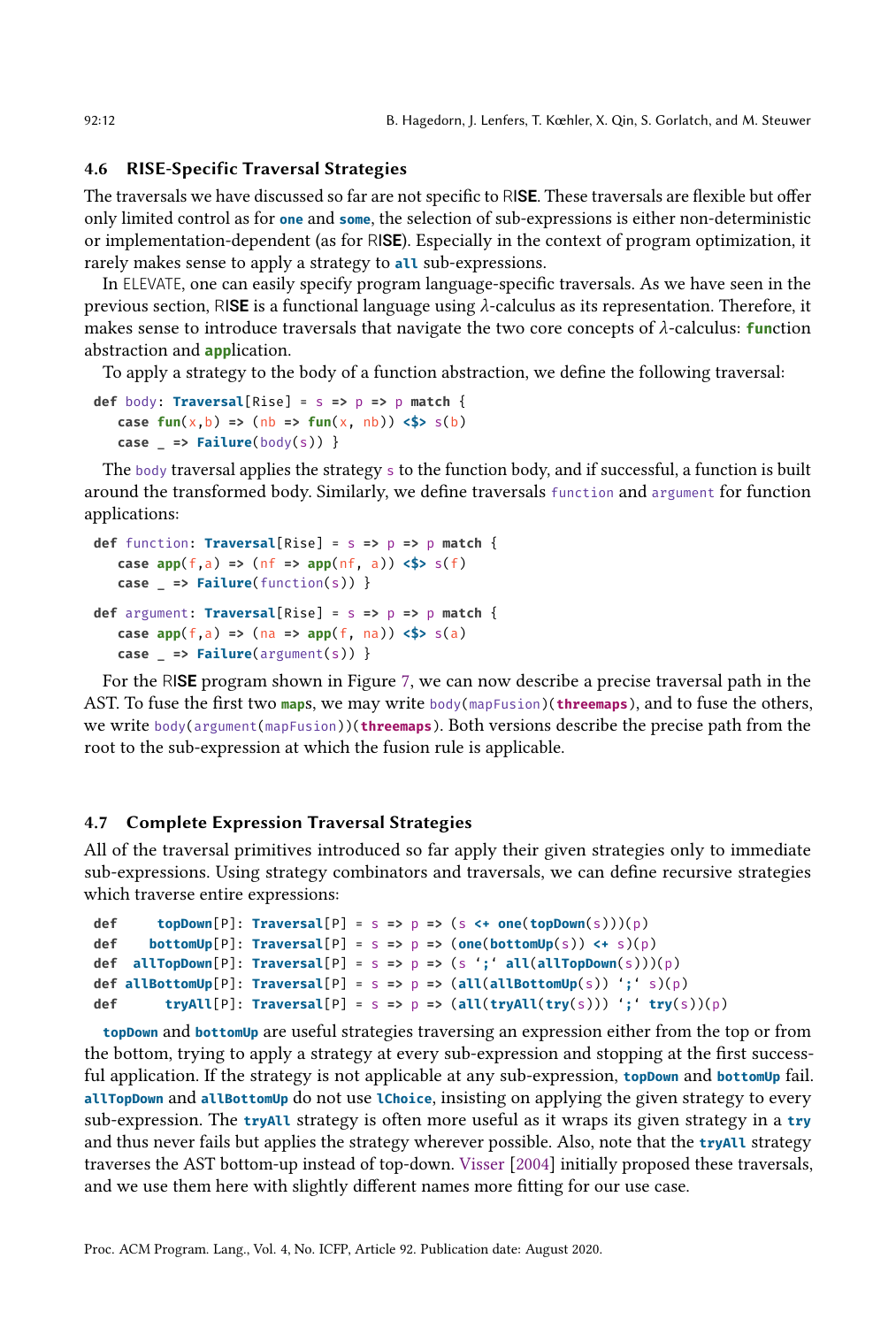### 4.6 RISE-Specific Traversal Strategies

The traversals we have discussed so far are not specific to RISE. These traversals are flexible but offer only limited control as for **one** and **some**, the selection of sub-expressions is either non-deterministic or implementation-dependent (as for RISE). Especially in the context of program optimization, it rarely makes sense to apply a strategy to **all** sub-expressions.

In ELEVATE, one can easily specify program language-specific traversals. As we have seen in the previous section, RISE is a functional language using λ-calculus as its representation. Therefore, it makes sense to introduce traversals that navigate the two core concepts of λ-calculus: **fun**ction abstraction and **app**lication.

To apply a strategy to the body of a function abstraction, we define the following traversal:

```
def body: Traversal[Rise] = s => p => p match {
  case fun(x,b) => (nb => fun(x, nb)) <$> s(b)
  case _ => Failure(body(s)) }
```

The body traversal applies the strategy s to the function body, and if successful, a function is built around the transformed body. Similarly, we define traversals function and argument for function applications:

```
def function: Traversal[Rise] = s => p => p match {
  case app(f,a) => (nf => app(nf, a)) <$> s(f)
  case _ => Failure(function(s)) }

def argument: Traversal[Rise] = s => p => p match {
  case app(f,a) => (na => app(f, na)) <$> s(a)
  case _ => Failure(argument(s)) }
```

For the RISE program shown in Figure 7, we can now describe a precise traversal path in the AST. To fuse the first two **map**s, we may write body(mapFusion)(**threemaps**), and to fuse the others, we write body(argument(mapFusion))(**threemaps**). Both versions describe the precise path from the root to the sub-expression at which the fusion rule is applicable.

### 4.7 Complete Expression Traversal Strategies

All of the traversal primitives introduced so far apply their given strategies only to immediate sub-expressions. Using strategy combinators and traversals, we can define recursive strategies which traverse entire expressions:

```
def     topDown[P]: Traversal[P] = s => p => (s <+ one(topDown(s)))(p)
def    bottomUp[P]: Traversal[P] = s => p => (one(bottomUp(s)) <+ s)(p)
def  allTopDown[P]: Traversal[P] = s => p => (s `;` all(allTopDown(s)))(p)
def allBottomUp[P]: Traversal[P] = s => p => (all(allBottomUp(s)) `;` s)(p)
def      tryAll[P]: Traversal[P] = s => p => (all(tryAll(try(s))) `;` try(s))(p)
```

**topDown** and **bottomUp** are useful strategies traversing an expression either from the top or from the bottom, trying to apply a strategy at every sub-expression and stopping at the first successful application. If the strategy is not applicable at any sub-expression, **topDown** and **bottomUp** fail. **allTopDown** and **allBottomUp** do not use **lChoice**, insisting on applying the given strategy to every sub-expression. The **tryAll** strategy is often more useful as it wraps its given strategy in a **try** and thus never fails but applies the strategy wherever possible. Also, note that the **tryAll** strategy traverses the AST bottom-up instead of top-down. Visser [2004] initially proposed these traversals, and we use them here with slightly different names more fitting for our use case.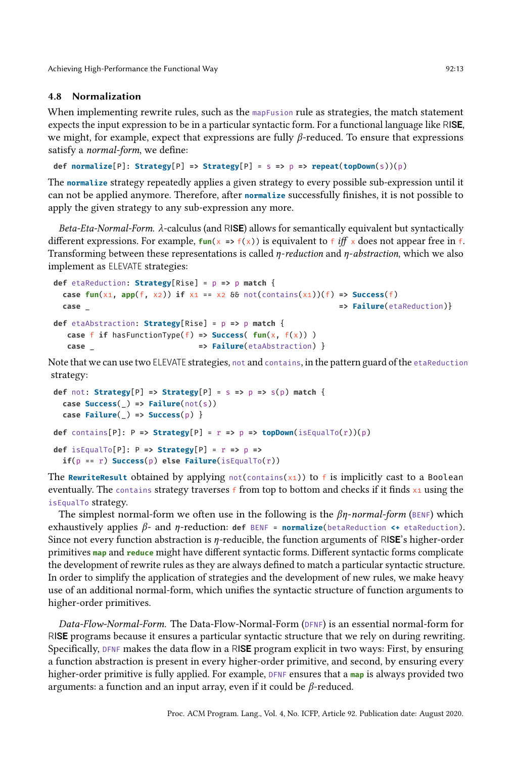### 4.8 Normalization

When implementing rewrite rules, such as the `mapFusion` rule as strategies, the match statement expects the input expression to be in a particular syntactic form. For a functional language like RISE, we might, for example, expect that expressions are fully $\beta$-reduced. To ensure that expressions satisfy a *normal-form*, we define:

```
def normalize[P]: Strategy[P] => Strategy[P] = s => p => repeat(topDown(s))(p)
```

The **`normalize`** strategy repeatedly applies a given strategy to every possible sub-expression until it can not be applied anymore. Therefore, after **`normalize`** successfully finishes, it is not possible to apply the given strategy to any sub-expression any more.

*Beta-Eta-Normal-Form.* $\lambda$-calculus (and RISE) allows for semantically equivalent but syntactically different expressions. For example, `fun(x => f(x))` is equivalent to `f` *iff* `x` does not appear free in `f`. Transforming between these representations is called *$\eta$-reduction* and *$\eta$-abstraction*, which we also implement as ELEVATE strategies:

```
def etaReduction: Strategy[Rise] = p => p match {
  case fun(x1, app(f, x2)) if x1 == x2 && not(contains(x1))(f) => Success(f)
  case _                                                      => Failure(etaReduction)}

def etaAbstraction: Strategy[Rise] = p => p match {
   case f if hasFunctionType(f) => Success( fun(x, f(x)) )
   case _                       => Failure(etaAbstraction) }
```

Note that we can use two ELEVATE strategies, `not` and `contains`, in the pattern guard of the `etaReduction` strategy:

```
def not: Strategy[P] => Strategy[P] = s => p => s(p) match {
  case Success(_) => Failure(not(s))
  case Failure(_) => Success(p) }

def contains[P]: P => Strategy[P] = r => p => topDown(isEqualTo(r))(p)

def isEqualTo[P]: P => Strategy[P] = r => p =>
  if(p == r) Success(p) else Failure(isEqualTo(r))
```

The **`RewriteResult`** obtained by applying `not(contains(x1))` to `f` is implicitly cast to a `Boolean` eventually. The `contains` strategy traverses `f` from top to bottom and checks if it finds `x1` using the `isEqualTo` strategy.

The simplest normal-form we often use in the following is the *$\beta\eta$-normal-form* (`BENF`) which exhaustively applies $\beta$- and $\eta$-reduction: `def BENF = normalize(betaReduction <+ etaReduction)`. Since not every function abstraction is $\eta$-reducible, the function arguments of RISE's higher-order primitives **`map`** and **`reduce`** might have different syntactic forms. Different syntactic forms complicate the development of rewrite rules as they are always defined to match a particular syntactic structure. In order to simplify the application of strategies and the development of new rules, we make heavy use of an additional normal-form, which unifies the syntactic structure of function arguments to higher-order primitives.

*Data-Flow-Normal-Form.* The Data-Flow-Normal-Form (`DFNF`) is an essential normal-form for RISE programs because it ensures a particular syntactic structure that we rely on during rewriting. Specifically, `DFNF` makes the data flow in a RISE program explicit in two ways: First, by ensuring a function abstraction is present in every higher-order primitive, and second, by ensuring every higher-order primitive is fully applied. For example, `DFNF` ensures that a **`map`** is always provided two arguments: a function and an input array, even if it could be $\beta$-reduced.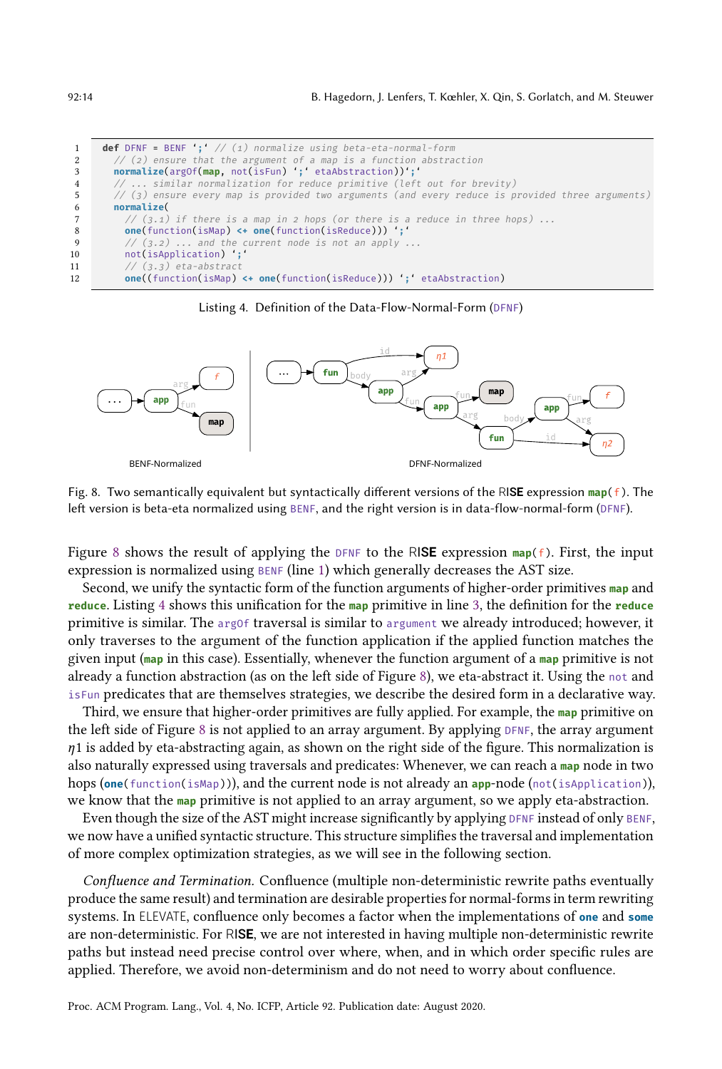```
def DFNF = BENF `;` // (1) normalize using beta-eta-normal-form
  // (2) ensure that the argument of a map is a function abstraction
  normalize(argOf(map, not(isFun) `;` etaAbstraction))`;`
  // ... similar normalization for reduce primitive (left out for brevity)
  // (3) ensure every map is provided two arguments (and every reduce is provided three arguments)
  normalize(
    // (3.1) if there is a map in 2 hops (or there is a reduce in three hops) ...
    one(function(isMap) <+ one(function(isReduce))) `;`
    // (3.2) ... and the current node is not an apply ...
    not(isApplication) `;`
    // (3.3) eta-abstract
    one((function(isMap) <+ one(function(isReduce))) `;` etaAbstraction)
```

Listing 4. Definition of the Data-Flow-Normal-Form (DFNF)

Fig. 8. Two semantically equivalent but syntactically different versions of the RISE expression **map**(f). The left version is beta-eta normalized using BENF, and the right version is in data-flow-normal-form (DFNF).

Figure 8 shows the result of applying the DFNF to the RISE expression **map**(f). First, the input expression is normalized using BENF (line 1) which generally decreases the AST size.

Second, we unify the syntactic form of the function arguments of higher-order primitives **map** and **reduce**. Listing 4 shows this unification for the **map** primitive in line 3, the definition for the **reduce** primitive is similar. The argOf traversal is similar to argument we already introduced; however, it only traverses to the argument of the function application if the applied function matches the given input (**map** in this case). Essentially, whenever the function argument of a **map** primitive is not already a function abstraction (as on the left side of Figure 8), we eta-abstract it. Using the not and isFun predicates that are themselves strategies, we describe the desired form in a declarative way.

Third, we ensure that higher-order primitives are fully applied. For example, the **map** primitive on the left side of Figure 8 is not applied to an array argument. By applying DFNF, the array argument $\eta 1$ is added by eta-abstracting again, as shown on the right side of the figure. This normalization is also naturally expressed using traversals and predicates: Whenever, we can reach a **map** node in two hops (**one**(function(isMap))), and the current node is not already an **app**-node (not(isApplication)), we know that the **map** primitive is not applied to an array argument, so we apply eta-abstraction.

Even though the size of the AST might increase significantly by applying DFNF instead of only BENF, we now have a unified syntactic structure. This structure simplifies the traversal and implementation of more complex optimization strategies, as we will see in the following section.

*Confluence and Termination.* Confluence (multiple non-deterministic rewrite paths eventually produce the same result) and termination are desirable properties for normal-forms in term rewriting systems. In ELEVATE, confluence only becomes a factor when the implementations of **one** and **some** are non-deterministic. For RISE, we are not interested in having multiple non-deterministic rewrite paths but instead need precise control over where, when, and in which order specific rules are applied. Therefore, we avoid non-determinism and do not need to worry about confluence.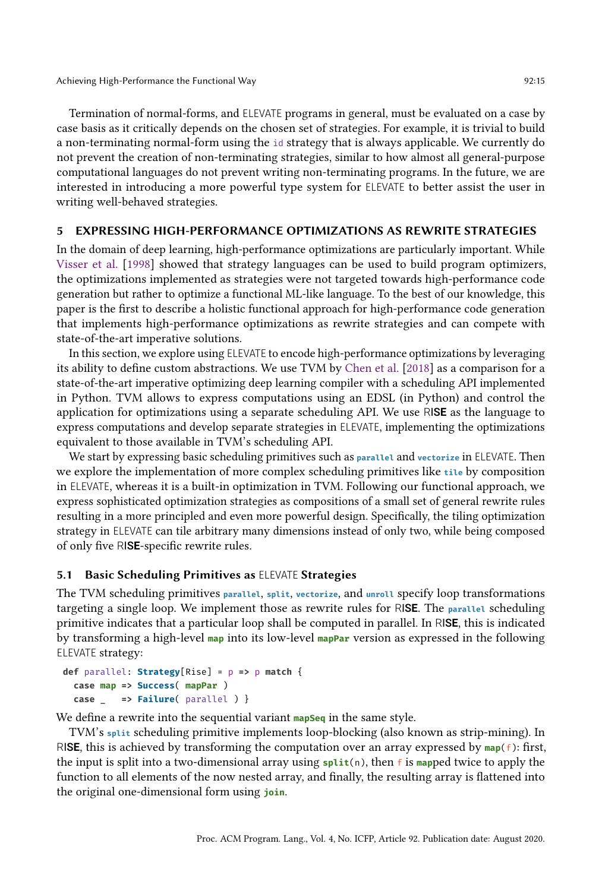Termination of normal-forms, and ELEVATE programs in general, must be evaluated on a case by case basis as it critically depends on the chosen set of strategies. For example, it is trivial to build a non-terminating normal-form using the `id` strategy that is always applicable. We currently do not prevent the creation of non-terminating strategies, similar to how almost all general-purpose computational languages do not prevent writing non-terminating programs. In the future, we are interested in introducing a more powerful type system for ELEVATE to better assist the user in writing well-behaved strategies.

## 5 EXPRESSING HIGH-PERFORMANCE OPTIMIZATIONS AS REWRITE STRATEGIES

In the domain of deep learning, high-performance optimizations are particularly important. While Visser et al. [1998] showed that strategy languages can be used to build program optimizers, the optimizations implemented as strategies were not targeted towards high-performance code generation but rather to optimize a functional ML-like language. To the best of our knowledge, this paper is the first to describe a holistic functional approach for high-performance code generation that implements high-performance optimizations as rewrite strategies and can compete with state-of-the-art imperative solutions.

In this section, we explore using ELEVATE to encode high-performance optimizations by leveraging its ability to define custom abstractions. We use TVM by Chen et al. [2018] as a comparison for a state-of-the-art imperative optimizing deep learning compiler with a scheduling API implemented in Python. TVM allows to express computations using an EDSL (in Python) and control the application for optimizations using a separate scheduling API. We use RISE as the language to express computations and develop separate strategies in ELEVATE, implementing the optimizations equivalent to those available in TVM's scheduling API.

We start by expressing basic scheduling primitives such as `parallel` and `vectorize` in ELEVATE. Then we explore the implementation of more complex scheduling primitives like `tile` by composition in ELEVATE, whereas it is a built-in optimization in TVM. Following our functional approach, we express sophisticated optimization strategies as compositions of a small set of general rewrite rules resulting in a more principled and even more powerful design. Specifically, the tiling optimization strategy in ELEVATE can tile arbitrary many dimensions instead of only two, while being composed of only five RISE-specific rewrite rules.

### 5.1 Basic Scheduling Primitives as ELEVATE Strategies

The TVM scheduling primitives `parallel`, `split`, `vectorize`, and `unroll` specify loop transformations targeting a single loop. We implement those as rewrite rules for RISE. The `parallel` scheduling primitive indicates that a particular loop shall be computed in parallel. In RISE, this is indicated by transforming a high-level `map` into its low-level `mapPar` version as expressed in the following ELEVATE strategy:

```
def parallel: Strategy[Rise] = p => p match {
  case map => Success( mapPar )
  case _   => Failure( parallel ) }
```

We define a rewrite into the sequential variant `mapSeq` in the same style.

TVM's `split` scheduling primitive implements loop-blocking (also known as strip-mining). In RISE, this is achieved by transforming the computation over an array expressed by `map(f)`: first, the input is split into a two-dimensional array using `split(n)`, then `f` is `map`ped twice to apply the function to all elements of the now nested array, and finally, the resulting array is flattened into the original one-dimensional form using `join`.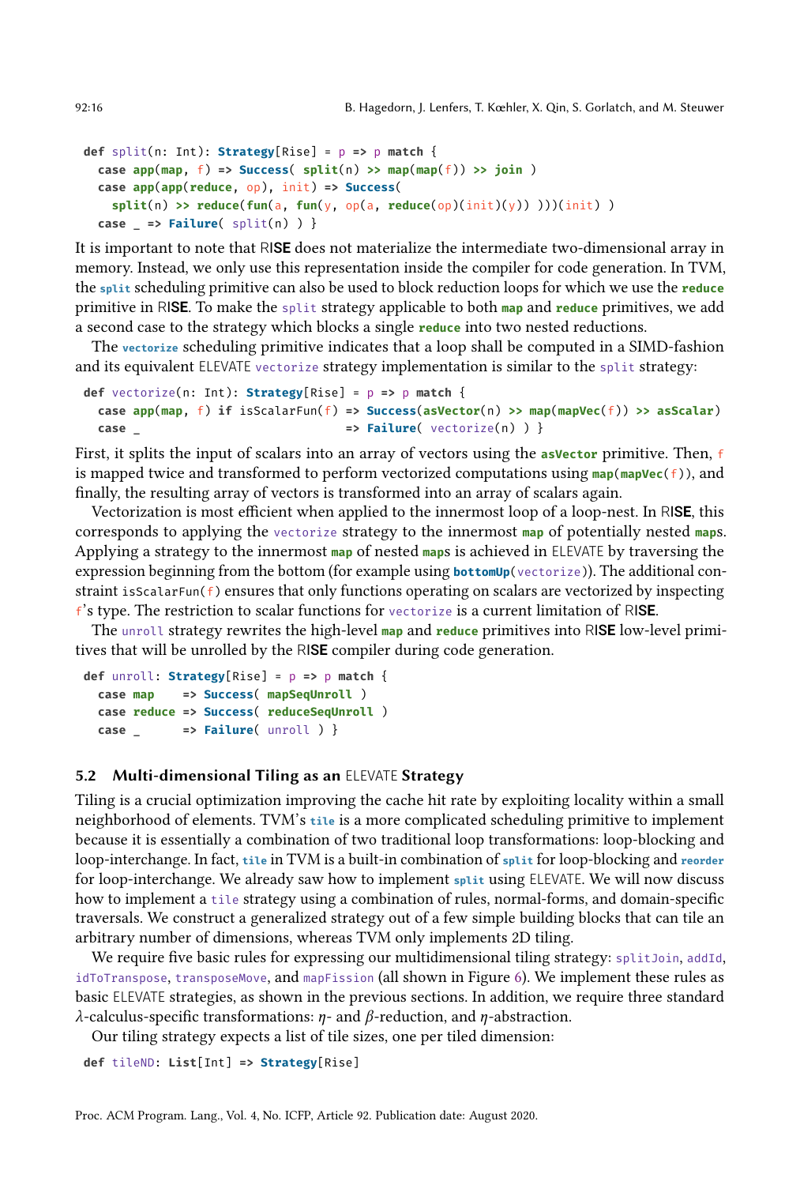```
def split(n: Int): Strategy[Rise] = p => p match {
  case app(map, f) => Success( split(n) >> map(map(f)) >> join )
  case app(app(reduce, op), init) => Success(
    split(n) >> reduce(fun(a, fun(y, op(a, reduce(op)(init)(y)) )))(init) )
  case _ => Failure( split(n) ) }
```

It is important to note that RISE does not materialize the intermediate two-dimensional array in memory. Instead, we only use this representation inside the compiler for code generation. In TVM, the `split` scheduling primitive can also be used to block reduction loops for which we use the `reduce` primitive in RISE. To make the `split` strategy applicable to both `map` and `reduce` primitives, we add a second case to the strategy which blocks a single `reduce` into two nested reductions.

The `vectorize` scheduling primitive indicates that a loop shall be computed in a SIMD-fashion and its equivalent ELEVATE `vectorize` strategy implementation is similar to the `split` strategy:

```
def vectorize(n: Int): Strategy[Rise] = p => p match {
  case app(map, f) if isScalarFun(f) => Success(asVector(n) >> map(mapVec(f)) >> asScalar)
  case _                             => Failure( vectorize(n) ) }
```

First, it splits the input of scalars into an array of vectors using the `asVector` primitive. Then, `f` is mapped twice and transformed to perform vectorized computations using `map(mapVec(f))`, and finally, the resulting array of vectors is transformed into an array of scalars again.

Vectorization is most efficient when applied to the innermost loop of a loop-nest. In RISE, this corresponds to applying the `vectorize` strategy to the innermost `map` of potentially nested `map`s. Applying a strategy to the innermost `map` of nested `map`s is achieved in ELEVATE by traversing the expression beginning from the bottom (for example using `bottomUp(vectorize)`). The additional constraint `isScalarFun(f)` ensures that only functions operating on scalars are vectorized by inspecting `f`'s type. The restriction to scalar functions for `vectorize` is a current limitation of RISE.

The `unroll` strategy rewrites the high-level `map` and `reduce` primitives into RISE low-level primitives that will be unrolled by the RISE compiler during code generation.

```
def unroll: Strategy[Rise] = p => p match {
  case map    => Success( mapSeqUnroll )
  case reduce => Success( reduceSeqUnroll )
  case _      => Failure( unroll ) }
```

### 5.2 Multi-dimensional Tiling as an ELEVATE Strategy

Tiling is a crucial optimization improving the cache hit rate by exploiting locality within a small neighborhood of elements. TVM's `tile` is a more complicated scheduling primitive to implement because it is essentially a combination of two traditional loop transformations: loop-blocking and loop-interchange. In fact, `tile` in TVM is a built-in combination of `split` for loop-blocking and `reorder` for loop-interchange. We already saw how to implement `split` using ELEVATE. We will now discuss how to implement a `tile` strategy using a combination of rules, normal-forms, and domain-specific traversals. We construct a generalized strategy out of a few simple building blocks that can tile an arbitrary number of dimensions, whereas TVM only implements 2D tiling.

We require five basic rules for expressing our multidimensional tiling strategy: `splitJoin`, `addId`, `idToTranspose`, `transposeMove`, and `mapFission` (all shown in Figure 6). We implement these rules as basic ELEVATE strategies, as shown in the previous sections. In addition, we require three standard $\lambda$-calculus-specific transformations: $\eta$- and $\beta$-reduction, and $\eta$-abstraction.

Our tiling strategy expects a list of tile sizes, one per tiled dimension:

```
def tileND: List[Int] => Strategy[Rise]
```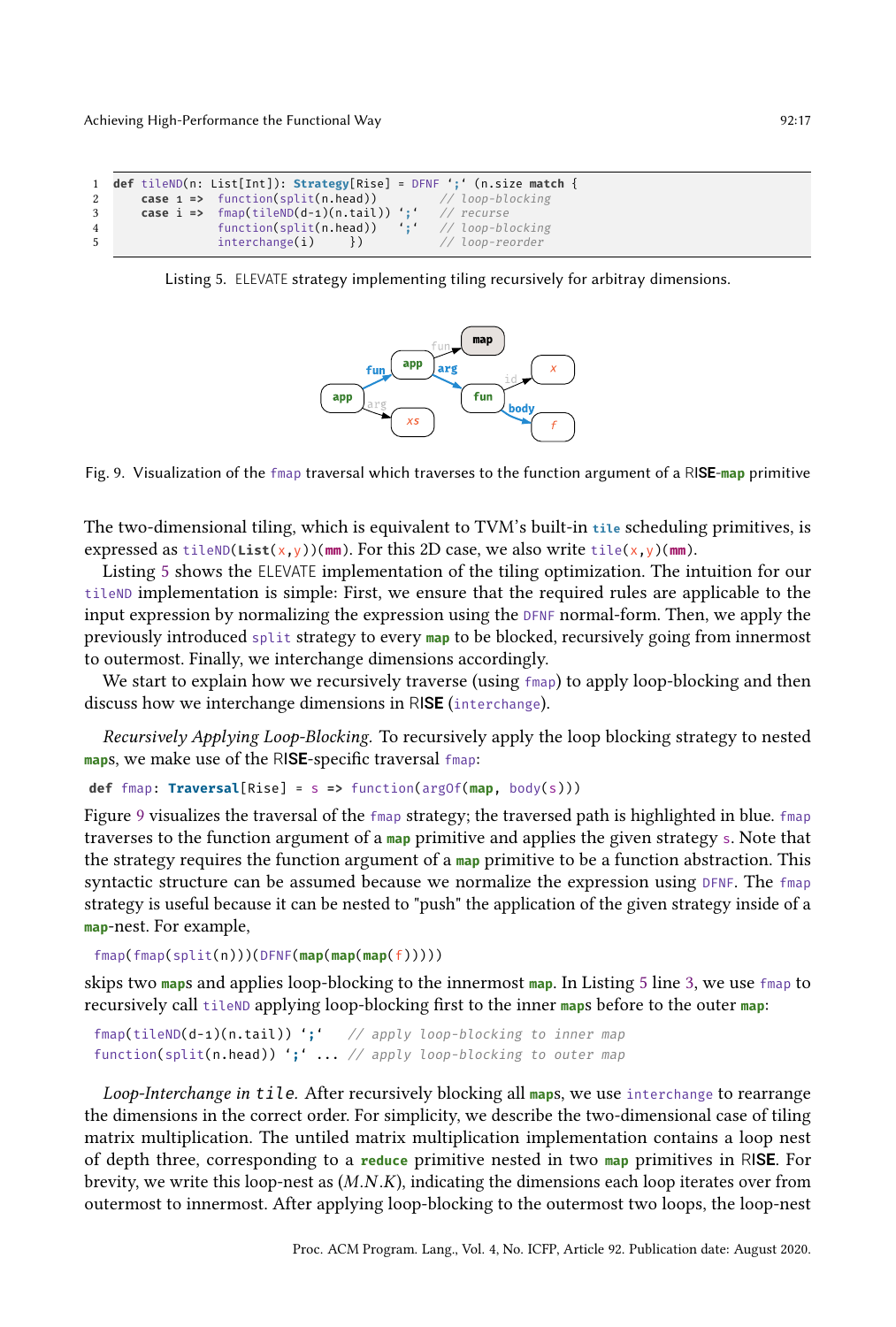```
1  def tileND(n: List[Int]): Strategy[Rise] = DFNF `;` (n.size match {
2      case 1 =>  function(split(n.head))          // loop-blocking
3      case i =>  fmap(tileND(d-1)(n.tail)) `;`    // recurse
4                 function(split(n.head))   `;`    // loop-blocking
5                 interchange(i)     })            // loop-reorder
```

Listing 5. ELEVATE strategy implementing tiling recursively for arbitray dimensions.

Fig. 9. Visualization of the `fmap` traversal which traverses to the function argument of a RISE-**map** primitive

The two-dimensional tiling, which is equivalent to TVM's built-in **tile** scheduling primitives, is expressed as `tileND(List(x,y))(mm)`. For this 2D case, we also write `tile(x,y)(mm)`.

Listing 5 shows the ELEVATE implementation of the tiling optimization. The intuition for our `tileND` implementation is simple: First, we ensure that the required rules are applicable to the input expression by normalizing the expression using the `DFNF` normal-form. Then, we apply the previously introduced `split` strategy to every **map** to be blocked, recursively going from innermost to outermost. Finally, we interchange dimensions accordingly.

We start to explain how we recursively traverse (using `fmap`) to apply loop-blocking and then discuss how we interchange dimensions in RISE (`interchange`).

*Recursively Applying Loop-Blocking.* To recursively apply the loop blocking strategy to nested **map**s, we make use of the RISE-specific traversal `fmap`:

```
def fmap: Traversal[Rise] = s => function(argOf(map, body(s)))
```

Figure 9 visualizes the traversal of the `fmap` strategy; the traversed path is highlighted in blue. `fmap` traverses to the function argument of a **map** primitive and applies the given strategy `s`. Note that the strategy requires the function argument of a **map** primitive to be a function abstraction. This syntactic structure can be assumed because we normalize the expression using `DFNF`. The `fmap` strategy is useful because it can be nested to "push" the application of the given strategy inside of a **map**-nest. For example,

```
fmap(fmap(split(n)))(DFNF(map(map(map(f)))))
```

skips two **map**s and applies loop-blocking to the innermost **map**. In Listing 5 line 3, we use `fmap` to recursively call `tileND` applying loop-blocking first to the inner **map**s before to the outer **map**:

```
fmap(tileND(d-1)(n.tail)) `;`   // apply loop-blocking to inner map
function(split(n.head)) `;` ... // apply loop-blocking to outer map
```

*Loop-Interchange in* `tile`. After recursively blocking all **map**s, we use `interchange` to rearrange the dimensions in the correct order. For simplicity, we describe the two-dimensional case of tiling matrix multiplication. The untiled matrix multiplication implementation contains a loop nest of depth three, corresponding to a **reduce** primitive nested in two **map** primitives in RISE. For brevity, we write this loop-nest as $(M.N.K)$, indicating the dimensions each loop iterates over from outermost to innermost. After applying loop-blocking to the outermost two loops, the loop-nest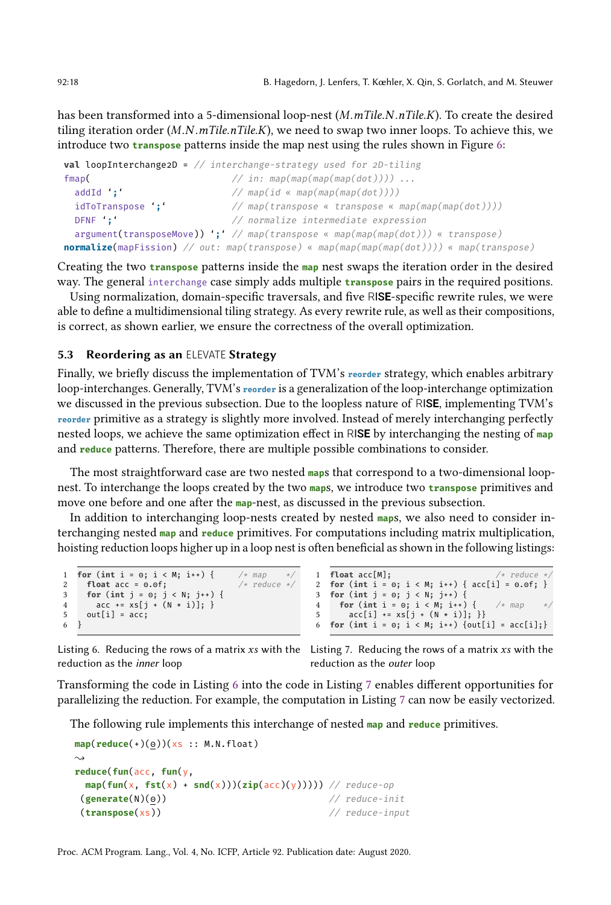has been transformed into a 5-dimensional loop-nest ($M.mTile.N.nTile.K$). To create the desired tiling iteration order ($M.N.mTile.nTile.K$), we need to swap two inner loops. To achieve this, we introduce two **transpose** patterns inside the map nest using the rules shown in Figure 6:

```
val loopInterchange2D = // interchange-strategy used for 2D-tiling
fmap(                          // in: map(map(map(map(dot)))) ...
  addId `;`                    // map(id « map(map(map(dot))))
  idToTranspose `;`            // map(transpose « transpose « map(map(map(dot))))
  DFNF `;`                     // normalize intermediate expression
  argument(transposeMove)) `;` // map(transpose « map(map(map(dot))) « transpose)
normalize(mapFission) // out: map(transpose) « map(map(map(map(dot)))) « map(transpose)
```

Creating the two **transpose** patterns inside the **map** nest swaps the iteration order in the desired way. The general interchange case simply adds multiple **transpose** pairs in the required positions.

Using normalization, domain-specific traversals, and five RISE-specific rewrite rules, we were able to define a multidimensional tiling strategy. As every rewrite rule, as well as their compositions, is correct, as shown earlier, we ensure the correctness of the overall optimization.

### 5.3 Reordering as an ELEVATE Strategy

Finally, we briefly discuss the implementation of TVM's **reorder** strategy, which enables arbitrary loop-interchanges. Generally, TVM's **reorder** is a generalization of the loop-interchange optimization we discussed in the previous subsection. Due to the loopless nature of RISE, implementing TVM's **reorder** primitive as a strategy is slightly more involved. Instead of merely interchanging perfectly nested loops, we achieve the same optimization effect in RISE by interchanging the nesting of **map** and **reduce** patterns. Therefore, there are multiple possible combinations to consider.

The most straightforward case are two nested **map**s that correspond to a two-dimensional loop-nest. To interchange the loops created by the two **map**s, we introduce two **transpose** primitives and move one before and one after the **map**-nest, as discussed in the previous subsection.

In addition to interchanging loop-nests created by nested **map**s, we also need to consider interchanging nested **map** and **reduce** primitives. For computations including matrix multiplication, hoisting reduction loops higher up in a loop nest is often beneficial as shown in the following listings:

```
1 for (int i = 0; i < M; i++) {     /* map    */
2   float acc = 0.0f;               /* reduce */
3   for (int j = 0; j < N; j++) {
4     acc += xs[j + (N * i)]; }
5   out[i] = acc;
6 }
```

Listing 6. Reducing the rows of a matrix $xs$ with the reduction as the *inner* loop

```
1 float acc[M];                              /* reduce */
2 for (int i = 0; i < M; i++) { acc[i] = 0.0f; }
3 for (int j = 0; j < N; j++) {
4   for (int i = 0; i < M; i++) {    /* map    */
5     acc[i] += xs[j + (N * i)]; }}
6 for (int i = 0; i < M; i++) {out[i] = acc[i];}
```

Listing 7. Reducing the rows of a matrix $xs$ with the reduction as the *outer* loop

Transforming the code in Listing 6 into the code in Listing 7 enables different opportunities for parallelizing the reduction. For example, the computation in Listing 7 can now be easily vectorized.

The following rule implements this interchange of nested **map** and **reduce** primitives.

```
map(reduce(+)(0))(xs :: M.N.float)
⤳
reduce(fun(acc, fun(y,
  map(fun(x, fst(x) + snd(x)))(zip(acc)(y))))) // reduce-op
 (generate(N)(0))                              // reduce-init
 (transpose(xs))                               // reduce-input
```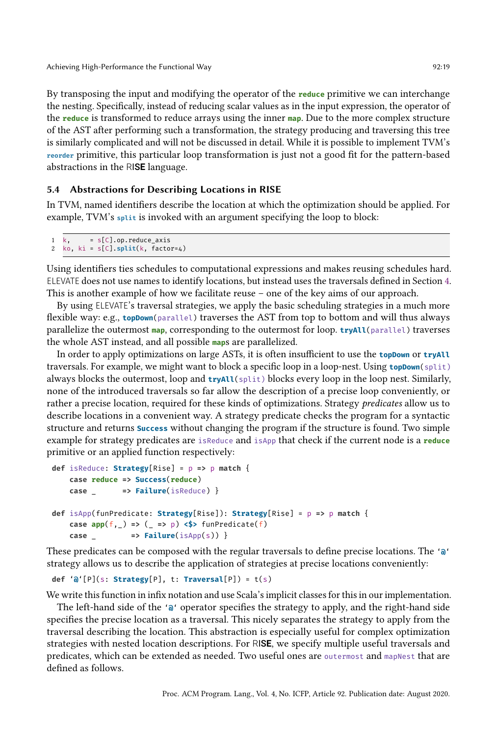By transposing the input and modifying the operator of the **reduce** primitive we can interchange the nesting. Specifically, instead of reducing scalar values as in the input expression, the operator of the **reduce** is transformed to reduce arrays using the inner **map**. Due to the more complex structure of the AST after performing such a transformation, the strategy producing and traversing this tree is similarly complicated and will not be discussed in detail. While it is possible to implement TVM's `reorder` primitive, this particular loop transformation is just not a good fit for the pattern-based abstractions in the RISE language.

### 5.4 Abstractions for Describing Locations in RISE

In TVM, named identifiers describe the location at which the optimization should be applied. For example, TVM's `split` is invoked with an argument specifying the loop to block:

```
1 k,      = s[C].op.reduce_axis
2 ko, ki = s[C].split(k, factor=4)
```

Using identifiers ties schedules to computational expressions and makes reusing schedules hard. ELEVATE does not use names to identify locations, but instead uses the traversals defined in Section 4. This is another example of how we facilitate reuse – one of the key aims of our approach.

By using ELEVATE's traversal strategies, we apply the basic scheduling strategies in a much more flexible way: e.g., `topDown(parallel)` traverses the AST from top to bottom and will thus always parallelize the outermost **map**, corresponding to the outermost for loop. `tryAll(parallel)` traverses the whole AST instead, and all possible **map**s are parallelized.

In order to apply optimizations on large ASTs, it is often insufficient to use the `topDown` or `tryAll` traversals. For example, we might want to block a specific loop in a loop-nest. Using `topDown(split)` always blocks the outermost, loop and `tryAll(split)` blocks every loop in the loop nest. Similarly, none of the introduced traversals so far allow the description of a precise loop conveniently, or rather a precise location, required for these kinds of optimizations. Strategy *predicates* allow us to describe locations in a convenient way. A strategy predicate checks the program for a syntactic structure and returns `Success` without changing the program if the structure is found. Two simple example for strategy predicates are `isReduce` and `isApp` that check if the current node is a **reduce** primitive or an applied function respectively:

```
def isReduce: Strategy[Rise] = p => p match {
    case reduce => Success(reduce)
    case _      => Failure(isReduce) }

def isApp(funPredicate: Strategy[Rise]): Strategy[Rise] = p => p match {
    case app(f,_) => (_ => p) <$> funPredicate(f)
    case _        => Failure(isApp(s)) }
```

These predicates can be composed with the regular traversals to define precise locations. The `‘@‘` strategy allows us to describe the application of strategies at precise locations conveniently:

```
def ‘@‘[P](s: Strategy[P], t: Traversal[P]) = t(s)
```

We write this function in infix notation and use Scala's implicit classes for this in our implementation.

The left-hand side of the `‘@‘` operator specifies the strategy to apply, and the right-hand side specifies the precise location as a traversal. This nicely separates the strategy to apply from the traversal describing the location. This abstraction is especially useful for complex optimization strategies with nested location descriptions. For RISE, we specify multiple useful traversals and predicates, which can be extended as needed. Two useful ones are `outermost` and `mapNest` that are defined as follows.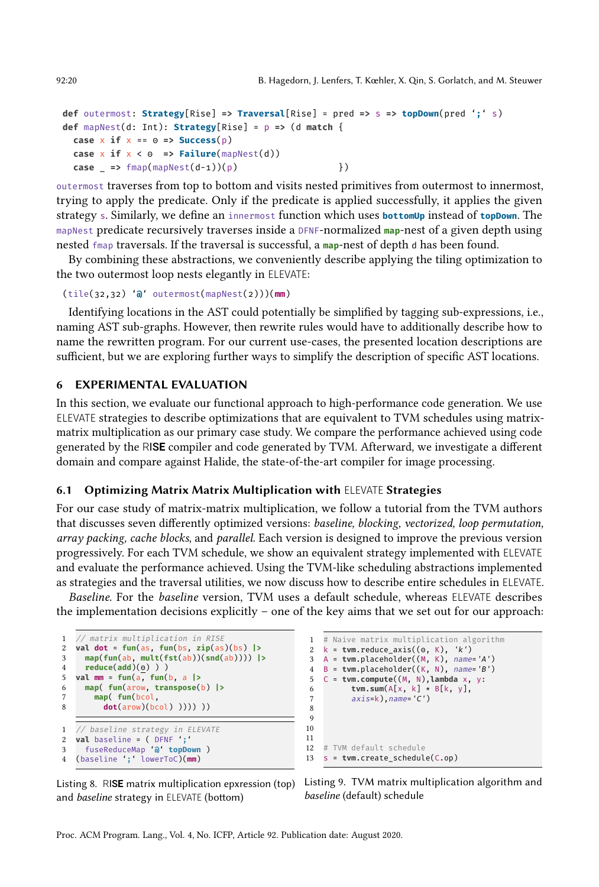```
def outermost: Strategy[Rise] => Traversal[Rise] = pred => s => topDown(pred `;` s)
def mapNest(d: Int): Strategy[Rise] = p => (d match {
  case x if x == 0 => Success(p)
  case x if x < 0  => Failure(mapNest(d))
  case _ => fmap(mapNest(d-1))(p)              })
```

`outermost` traverses from top to bottom and visits nested primitives from outermost to innermost, trying to apply the predicate. Only if the predicate is applied successfully, it applies the given strategy `s`. Similarly, we define an `innermost` function which uses **`bottomUp`** instead of **`topDown`**. The `mapNest` predicate recursively traverses inside a `DFNF`-normalized **`map`**-nest of a given depth using nested `fmap` traversals. If the traversal is successful, a **`map`**-nest of depth `d` has been found.

By combining these abstractions, we conveniently describe applying the tiling optimization to the two outermost loop nests elegantly in ELEVATE:

```
(tile(32,32) `@` outermost(mapNest(2)))(mm)
```

Identifying locations in the AST could potentially be simplified by tagging sub-expressions, i.e., naming AST sub-graphs. However, then rewrite rules would have to additionally describe how to name the rewritten program. For our current use-cases, the presented location descriptions are sufficient, but we are exploring further ways to simplify the description of specific AST locations.

## 6 EXPERIMENTAL EVALUATION

In this section, we evaluate our functional approach to high-performance code generation. We use ELEVATE strategies to describe optimizations that are equivalent to TVM schedules using matrix-matrix multiplication as our primary case study. We compare the performance achieved using code generated by the RISE compiler and code generated by TVM. Afterward, we investigate a different domain and compare against Halide, the state-of-the-art compiler for image processing.

### 6.1 Optimizing Matrix Matrix Multiplication with ELEVATE Strategies

For our case study of matrix-matrix multiplication, we follow a tutorial from the TVM authors that discusses seven differently optimized versions: *baseline, blocking, vectorized, loop permutation, array packing, cache blocks*, and *parallel*. Each version is designed to improve the previous version progressively. For each TVM schedule, we show an equivalent strategy implemented with ELEVATE and evaluate the performance achieved. Using the TVM-like scheduling abstractions implemented as strategies and the traversal utilities, we now discuss how to describe entire schedules in ELEVATE.

*Baseline.* For the *baseline* version, TVM uses a default schedule, whereas ELEVATE describes the implementation decisions explicitly – one of the key aims that we set out for our approach:

```
1 // matrix multiplication in RISE
2 val dot = fun(as, fun(bs, zip(as)(bs) |>
3   map(fun(ab, mult(fst(ab))(snd(ab)))) |>
4   reduce(add)(0) ) )
5 val mm = fun(a, fun(b, a |>
6   map( fun(arow, transpose(b) |>
7     map( fun(bcol,
8       dot(arow)(bcol) )))) ))
```

```
1 // baseline strategy in ELEVATE
2 val baseline = ( DFNF `;`
3   fuseReduceMap `@` topDown )
4 (baseline `;` lowerToC)(mm)
```

Listing 8. RISE matrix multiplication epxression (top) and *baseline* strategy in ELEVATE (bottom)

```
1  # Naive matrix multiplication algorithm
2  k = tvm.reduce_axis((0, K), 'k')
3  A = tvm.placeholder((M, K), name='A')
4  B = tvm.placeholder((K, N), name='B')
5  C = tvm.compute((M, N),lambda x, y:
6        tvm.sum(A[x, k] * B[k, y],
7        axis=k),name='C')
8
9
10
11
12 # TVM default schedule
13 s = tvm.create_schedule(C.op)
```

Listing 9. TVM matrix multiplication algorithm and *baseline* (default) schedule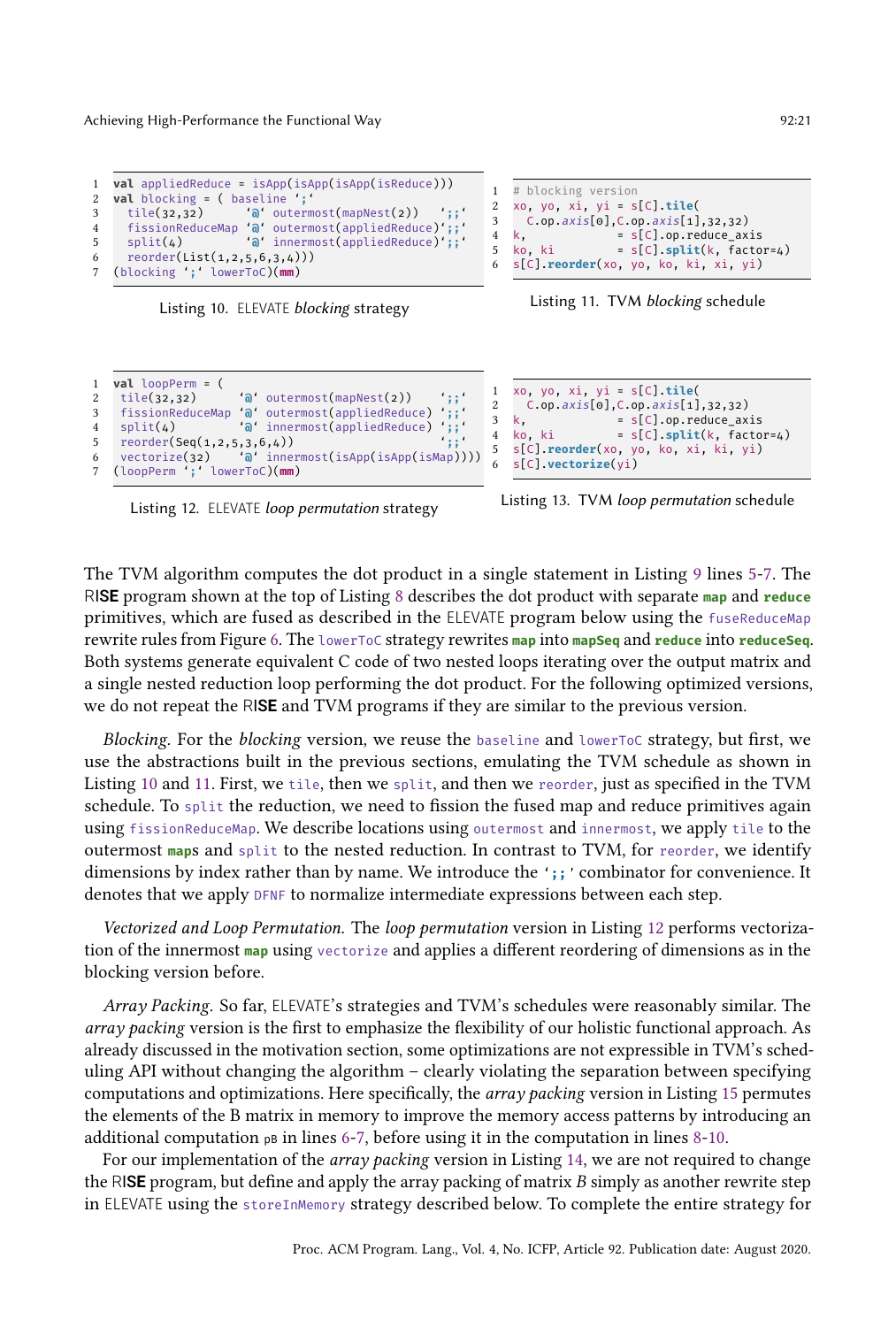```
val appliedReduce = isApp(isApp(isApp(isReduce)))
val blocking = ( baseline `;`
  tile(32,32)       `@` outermost(mapNest(2))   `;;`
  fissionReduceMap `@` outermost(appliedReduce)`;;`
  split(4)          `@` innermost(appliedReduce)`;;`
  reorder(List(1,2,5,6,3,4)))
(blocking `;` lowerToC)(mm)
```

Listing 10. ELEVATE *blocking* strategy

```
# blocking version
xo, yo, xi, yi = s[C].tile(
  C.op.axis[0],C.op.axis[1],32,32)
k,              = s[C].op.reduce_axis
ko, ki          = s[C].split(k, factor=4)
s[C].reorder(xo, yo, ko, ki, xi, yi)
```

Listing 11. TVM *blocking* schedule

```
val loopPerm = (
 tile(32,32)       `@` outermost(mapNest(2))    `;;`
 fissionReduceMap `@` outermost(appliedReduce) `;;`
 split(4)          `@` innermost(appliedReduce) `;;`
 reorder(Seq(1,2,5,3,6,4))                      `;;`
 vectorize(32)     `@` innermost(isApp(isApp(isMap))))
(loopPerm `;` lowerToC)(mm)
```

Listing 12. ELEVATE *loop permutation* strategy

```
xo, yo, xi, yi = s[C].tile(
  C.op.axis[0],C.op.axis[1],32,32)
k,              = s[C].op.reduce_axis
ko, ki          = s[C].split(k, factor=4)
s[C].reorder(xo, yo, ko, xi, ki, yi)
s[C].vectorize(yi)
```

Listing 13. TVM *loop permutation* schedule

The TVM algorithm computes the dot product in a single statement in Listing 9 lines 5-7. The RISE program shown at the top of Listing 8 describes the dot product with separate **map** and **reduce** primitives, which are fused as described in the ELEVATE program below using the `fuseReduceMap` rewrite rules from Figure 6. The `lowerToC` strategy rewrites **map** into **mapSeq** and **reduce** into **reduceSeq**. Both systems generate equivalent C code of two nested loops iterating over the output matrix and a single nested reduction loop performing the dot product. For the following optimized versions, we do not repeat the RISE and TVM programs if they are similar to the previous version.

*Blocking.* For the *blocking* version, we reuse the `baseline` and `lowerToC` strategy, but first, we use the abstractions built in the previous sections, emulating the TVM schedule as shown in Listing 10 and 11. First, we `tile`, then we `split`, and then we `reorder`, just as specified in the TVM schedule. To `split` the reduction, we need to fission the fused map and reduce primitives again using `fissionReduceMap`. We describe locations using `outermost` and `innermost`, we apply `tile` to the outermost **map**s and `split` to the nested reduction. In contrast to TVM, for `reorder`, we identify dimensions by index rather than by name. We introduce the '`;;`' combinator for convenience. It denotes that we apply `DFNF` to normalize intermediate expressions between each step.

*Vectorized and Loop Permutation.* The *loop permutation* version in Listing 12 performs vectorization of the innermost **map** using `vectorize` and applies a different reordering of dimensions as in the blocking version before.

*Array Packing.* So far, ELEVATE's strategies and TVM's schedules were reasonably similar. The *array packing* version is the first to emphasize the flexibility of our holistic functional approach. As already discussed in the motivation section, some optimizations are not expressible in TVM's scheduling API without changing the algorithm – clearly violating the separation between specifying computations and optimizations. Here specifically, the *array packing* version in Listing 15 permutes the elements of the B matrix in memory to improve the memory access patterns by introducing an additional computation `pB` in lines 6-7, before using it in the computation in lines 8-10.

For our implementation of the *array packing* version in Listing 14, we are not required to change the RISE program, but define and apply the array packing of matrix $B$ simply as another rewrite step in ELEVATE using the `storeInMemory` strategy described below. To complete the entire strategy for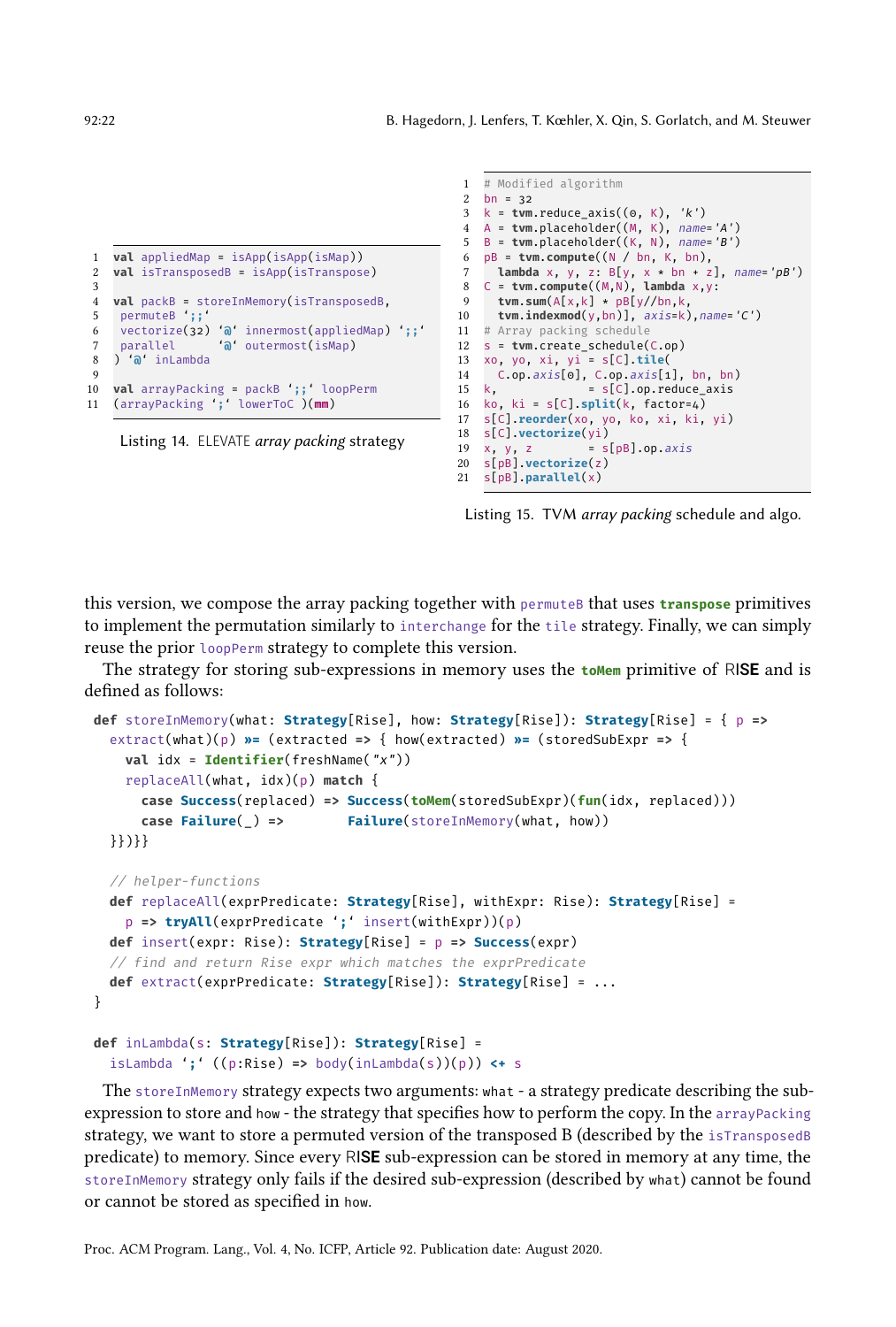```
1  val appliedMap = isApp(isApp(isMap))
2  val isTransposedB = isApp(isTranspose)
3
4  val packB = storeInMemory(isTransposedB,
5   permuteB `;;`
6   vectorize(32) `@` innermost(appliedMap) `;;`
7   parallel      `@` outermost(isMap)
8  ) `@` inLambda
9
10 val arrayPacking = packB `;;` loopPerm
11 (arrayPacking `;` lowerToC )(mm)
```

Listing 14. ELEVATE *array packing* strategy

```
1  # Modified algorithm
2  bn = 32
3  k = tvm.reduce_axis((0, K), 'k')
4  A = tvm.placeholder((M, K), name='A')
5  B = tvm.placeholder((K, N), name='B')
6  pB = tvm.compute((N / bn, K, bn),
7    lambda x, y, z: B[y, x * bn + z], name='pB')
8  C = tvm.compute((M,N), lambda x,y:
9    tvm.sum(A[x,k] * pB[y//bn,k,
10   tvm.indexmod(y,bn)], axis=k),name='C')
11 # Array packing schedule
12 s = tvm.create_schedule(C.op)
13 xo, yo, xi, yi = s[C].tile(
14   C.op.axis[0], C.op.axis[1], bn, bn)
15 k,             = s[C].op.reduce_axis
16 ko, ki = s[C].split(k, factor=4)
17 s[C].reorder(xo, yo, ko, xi, ki, yi)
18 s[C].vectorize(yi)
19 x, y, z        = s[pB].op.axis
20 s[pB].vectorize(z)
21 s[pB].parallel(x)
```

Listing 15. TVM *array packing* schedule and algo.

this version, we compose the array packing together with `permuteB` that uses **`transpose`** primitives to implement the permutation similarly to `interchange` for the `tile` strategy. Finally, we can simply reuse the prior `loopPerm` strategy to complete this version.

The strategy for storing sub-expressions in memory uses the **`toMem`** primitive of RISE and is defined as follows:

```
def storeInMemory(what: Strategy[Rise], how: Strategy[Rise]): Strategy[Rise] = { p =>
  extract(what)(p) >>= (extracted => { how(extracted) >>= (storedSubExpr => {
    val idx = Identifier(freshName("x"))
    replaceAll(what, idx)(p) match {
      case Success(replaced) => Success(toMem(storedSubExpr)(fun(idx, replaced)))
      case Failure(_) =>        Failure(storeInMemory(what, how))
  }})}}

  // helper-functions
  def replaceAll(exprPredicate: Strategy[Rise], withExpr: Rise): Strategy[Rise] =
    p => tryAll(exprPredicate `;` insert(withExpr))(p)
  def insert(expr: Rise): Strategy[Rise] = p => Success(expr)
  // find and return Rise expr which matches the exprPredicate
  def extract(exprPredicate: Strategy[Rise]): Strategy[Rise] = ...
}

def inLambda(s: Strategy[Rise]): Strategy[Rise] =
  isLambda `;` ((p:Rise) => body(inLambda(s))(p)) <+ s
```

The `storeInMemory` strategy expects two arguments: `what` - a strategy predicate describing the sub-expression to store and `how` - the strategy that specifies how to perform the copy. In the `arrayPacking` strategy, we want to store a permuted version of the transposed B (described by the `isTransposedB` predicate) to memory. Since every RISE sub-expression can be stored in memory at any time, the `storeInMemory` strategy only fails if the desired sub-expression (described by `what`) cannot be found or cannot be stored as specified in `how`.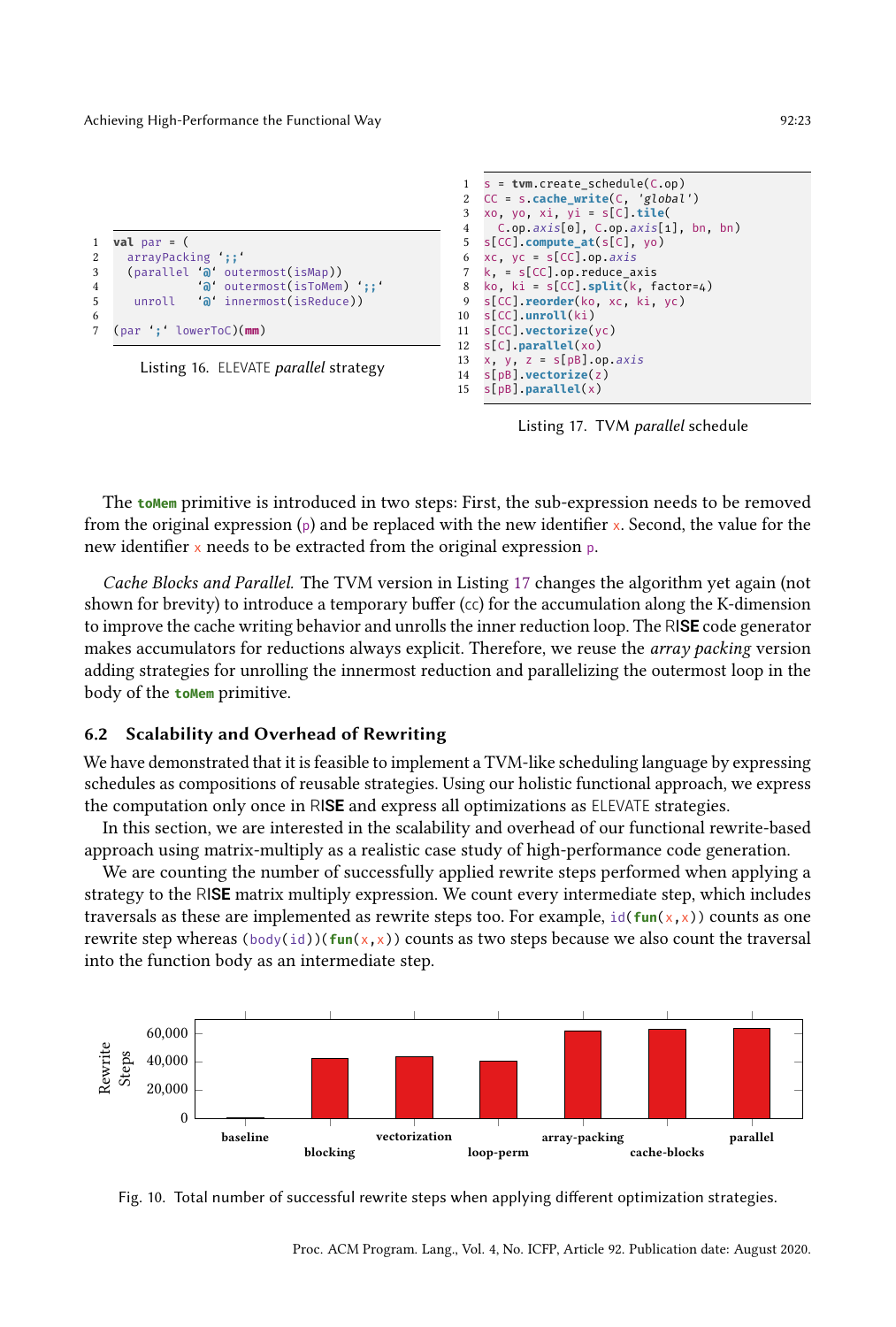```
val par = (
  arrayPacking `;;`
  (parallel `@` outermost(isMap))
            `@` outermost(isToMem) `;;`
   unroll   `@` innermost(isReduce))

(par `;` lowerToC)(mm)
```

Listing 16. ELEVATE *parallel* strategy

```
s = tvm.create_schedule(C.op)
CC = s.cache_write(C, 'global')
xo, yo, xi, yi = s[C].tile(
  C.op.axis[0], C.op.axis[1], bn, bn)
s[CC].compute_at(s[C], yo)
xc, yc = s[CC].op.axis
k, = s[CC].op.reduce_axis
ko, ki = s[CC].split(k, factor=4)
s[CC].reorder(ko, xc, ki, yc)
s[CC].unroll(ki)
s[CC].vectorize(yc)
s[C].parallel(xo)
x, y, z = s[pB].op.axis
s[pB].vectorize(z)
s[pB].parallel(x)
```

Listing 17. TVM *parallel* schedule

The **toMem** primitive is introduced in two steps: First, the sub-expression needs to be removed from the original expression (p) and be replaced with the new identifier x. Second, the value for the new identifier x needs to be extracted from the original expression p.

*Cache Blocks and Parallel.* The TVM version in Listing 17 changes the algorithm yet again (not shown for brevity) to introduce a temporary buffer (cc) for the accumulation along the K-dimension to improve the cache writing behavior and unrolls the inner reduction loop. The RISE code generator makes accumulators for reductions always explicit. Therefore, we reuse the *array packing* version adding strategies for unrolling the innermost reduction and parallelizing the outermost loop in the body of the **toMem** primitive.

### 6.2 Scalability and Overhead of Rewriting

We have demonstrated that it is feasible to implement a TVM-like scheduling language by expressing schedules as compositions of reusable strategies. Using our holistic functional approach, we express the computation only once in RISE and express all optimizations as ELEVATE strategies.

In this section, we are interested in the scalability and overhead of our functional rewrite-based approach using matrix-multiply as a realistic case study of high-performance code generation.

We are counting the number of successfully applied rewrite steps performed when applying a strategy to the RISE matrix multiply expression. We count every intermediate step, which includes traversals as these are implemented as rewrite steps too. For example, `id(fun(x,x))` counts as one rewrite step whereas `(body(id))(fun(x,x))` counts as two steps because we also count the traversal into the function body as an intermediate step.

Fig. 10. Total number of successful rewrite steps when applying different optimization strategies.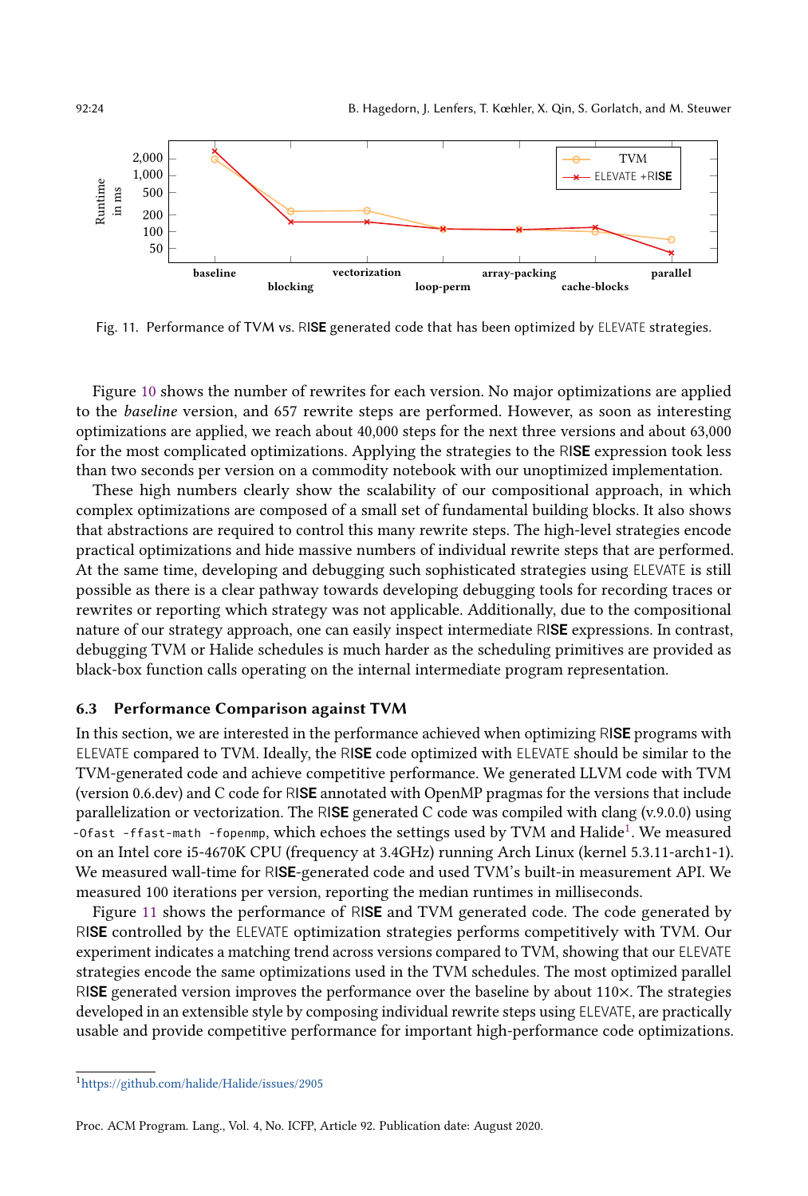Fig. 11. Performance of TVM vs. RISE generated code that has been optimized by ELEVATE strategies.

Figure 10 shows the number of rewrites for each version. No major optimizations are applied to the *baseline* version, and 657 rewrite steps are performed. However, as soon as interesting optimizations are applied, we reach about 40,000 steps for the next three versions and about 63,000 for the most complicated optimizations. Applying the strategies to the RISE expression took less than two seconds per version on a commodity notebook with our unoptimized implementation.

These high numbers clearly show the scalability of our compositional approach, in which complex optimizations are composed of a small set of fundamental building blocks. It also shows that abstractions are required to control this many rewrite steps. The high-level strategies encode practical optimizations and hide massive numbers of individual rewrite steps that are performed. At the same time, developing and debugging such sophisticated strategies using ELEVATE is still possible as there is a clear pathway towards developing debugging tools for recording traces or rewrites or reporting which strategy was not applicable. Additionally, due to the compositional nature of our strategy approach, one can easily inspect intermediate RISE expressions. In contrast, debugging TVM or Halide schedules is much harder as the scheduling primitives are provided as black-box function calls operating on the internal intermediate program representation.

### 6.3 Performance Comparison against TVM

In this section, we are interested in the performance achieved when optimizing RISE programs with ELEVATE compared to TVM. Ideally, the RISE code optimized with ELEVATE should be similar to the TVM-generated code and achieve competitive performance. We generated LLVM code with TVM (version 0.6.dev) and C code for RISE annotated with OpenMP pragmas for the versions that include parallelization or vectorization. The RISE generated C code was compiled with clang (v.9.0.0) using `-Ofast -ffast-math -fopenmp`, which echoes the settings used by TVM and Halide[1]. We measured on an Intel core i5-4670K CPU (frequency at 3.4GHz) running Arch Linux (kernel 5.3.11-arch1-1). We measured wall-time for RISE-generated code and used TVM's built-in measurement API. We measured 100 iterations per version, reporting the median runtimes in milliseconds.

Figure 11 shows the performance of RISE and TVM generated code. The code generated by RISE controlled by the ELEVATE optimization strategies performs competitively with TVM. Our experiment indicates a matching trend across versions compared to TVM, showing that our ELEVATE strategies encode the same optimizations used in the TVM schedules. The most optimized parallel RISE generated version improves the performance over the baseline by about 110×. The strategies developed in an extensible style by composing individual rewrite steps using ELEVATE, are practically usable and provide competitive performance for important high-performance code optimizations.

[1]https://github.com/halide/Halide/issues/2905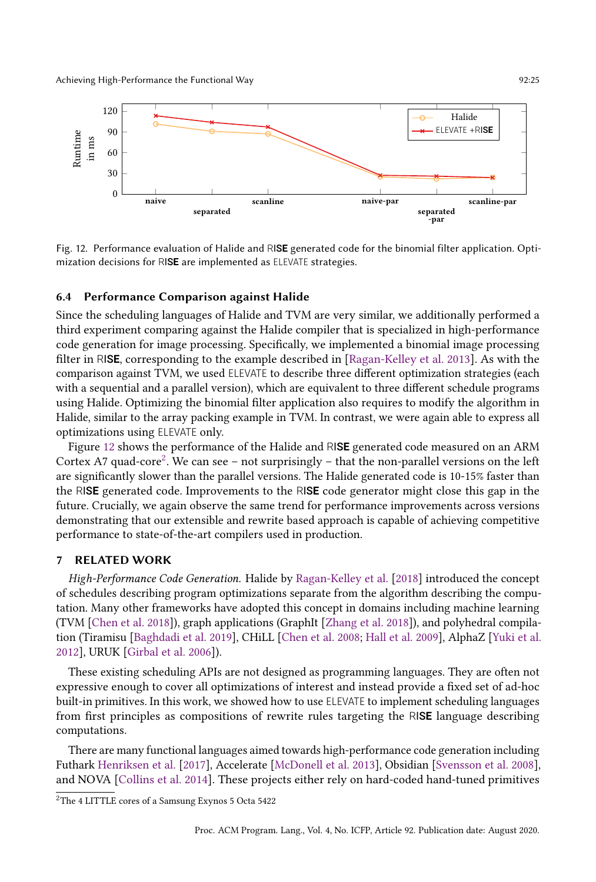Fig. 12. Performance evaluation of Halide and RISE generated code for the binomial filter application. Optimization decisions for RISE are implemented as ELEVATE strategies.

### 6.4 Performance Comparison against Halide

Since the scheduling languages of Halide and TVM are very similar, we additionally performed a third experiment comparing against the Halide compiler that is specialized in high-performance code generation for image processing. Specifically, we implemented a binomial image processing filter in RISE, corresponding to the example described in [Ragan-Kelley et al. 2013]. As with the comparison against TVM, we used ELEVATE to describe three different optimization strategies (each with a sequential and a parallel version), which are equivalent to three different schedule programs using Halide. Optimizing the binomial filter application also requires to modify the algorithm in Halide, similar to the array packing example in TVM. In contrast, we were again able to express all optimizations using ELEVATE only.

Figure 12 shows the performance of the Halide and RISE generated code measured on an ARM Cortex A7 quad-core[2]. We can see – not surprisingly – that the non-parallel versions on the left are significantly slower than the parallel versions. The Halide generated code is 10-15% faster than the RISE generated code. Improvements to the RISE code generator might close this gap in the future. Crucially, we again observe the same trend for performance improvements across versions demonstrating that our extensible and rewrite based approach is capable of achieving competitive performance to state-of-the-art compilers used in production.

## 7 RELATED WORK

*High-Performance Code Generation.* Halide by Ragan-Kelley et al. [2018] introduced the concept of schedules describing program optimizations separate from the algorithm describing the computation. Many other frameworks have adopted this concept in domains including machine learning (TVM [Chen et al. 2018]), graph applications (GraphIt [Zhang et al. 2018]), and polyhedral compilation (Tiramisu [Baghdadi et al. 2019], CHiLL [Chen et al. 2008; Hall et al. 2009], AlphaZ [Yuki et al. 2012], URUK [Girbal et al. 2006]).

These existing scheduling APIs are not designed as programming languages. They are often not expressive enough to cover all optimizations of interest and instead provide a fixed set of ad-hoc built-in primitives. In this work, we showed how to use ELEVATE to implement scheduling languages from first principles as compositions of rewrite rules targeting the RISE language describing computations.

There are many functional languages aimed towards high-performance code generation including Futhark Henriksen et al. [2017], Accelerate [McDonell et al. 2013], Obsidian [Svensson et al. 2008], and NOVA [Collins et al. 2014]. These projects either rely on hard-coded hand-tuned primitives

[2] The 4 LITTLE cores of a Samsung Exynos 5 Octa 5422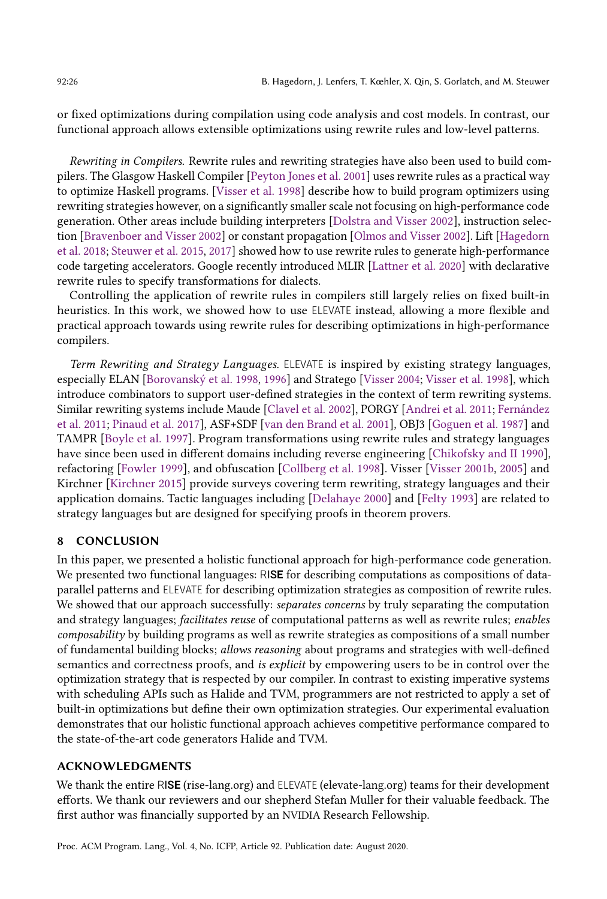or fixed optimizations during compilation using code analysis and cost models. In contrast, our functional approach allows extensible optimizations using rewrite rules and low-level patterns.

*Rewriting in Compilers.* Rewrite rules and rewriting strategies have also been used to build compilers. The Glasgow Haskell Compiler [Peyton Jones et al. 2001] uses rewrite rules as a practical way to optimize Haskell programs. [Visser et al. 1998] describe how to build program optimizers using rewriting strategies however, on a significantly smaller scale not focusing on high-performance code generation. Other areas include building interpreters [Dolstra and Visser 2002], instruction selection [Bravenboer and Visser 2002] or constant propagation [Olmos and Visser 2002]. Lift [Hagedorn et al. 2018; Steuwer et al. 2015, 2017] showed how to use rewrite rules to generate high-performance code targeting accelerators. Google recently introduced MLIR [Lattner et al. 2020] with declarative rewrite rules to specify transformations for dialects.

Controlling the application of rewrite rules in compilers still largely relies on fixed built-in heuristics. In this work, we showed how to use ELEVATE instead, allowing a more flexible and practical approach towards using rewrite rules for describing optimizations in high-performance compilers.

*Term Rewriting and Strategy Languages.* ELEVATE is inspired by existing strategy languages, especially ELAN [Borovanský et al. 1998, 1996] and Stratego [Visser 2004; Visser et al. 1998], which introduce combinators to support user-defined strategies in the context of term rewriting systems. Similar rewriting systems include Maude [Clavel et al. 2002], PORGY [Andrei et al. 2011; Fernández et al. 2011; Pinaud et al. 2017], ASF+SDF [van den Brand et al. 2001], OBJ3 [Goguen et al. 1987] and TAMPR [Boyle et al. 1997]. Program transformations using rewrite rules and strategy languages have since been used in different domains including reverse engineering [Chikofsky and II 1990], refactoring [Fowler 1999], and obfuscation [Collberg et al. 1998]. Visser [Visser 2001b, 2005] and Kirchner [Kirchner 2015] provide surveys covering term rewriting, strategy languages and their application domains. Tactic languages including [Delahaye 2000] and [Felty 1993] are related to strategy languages but are designed for specifying proofs in theorem provers.

## 8 CONCLUSION

In this paper, we presented a holistic functional approach for high-performance code generation. We presented two functional languages: R**ISE** for describing computations as compositions of data-parallel patterns and ELEVATE for describing optimization strategies as composition of rewrite rules. We showed that our approach successfully: *separates concerns* by truly separating the computation and strategy languages; *facilitates reuse* of computational patterns as well as rewrite rules; *enables composability* by building programs as well as rewrite strategies as compositions of a small number of fundamental building blocks; *allows reasoning* about programs and strategies with well-defined semantics and correctness proofs, and *is explicit* by empowering users to be in control over the optimization strategy that is respected by our compiler. In contrast to existing imperative systems with scheduling APIs such as Halide and TVM, programmers are not restricted to apply a set of built-in optimizations but define their own optimization strategies. Our experimental evaluation demonstrates that our holistic functional approach achieves competitive performance compared to the state-of-the-art code generators Halide and TVM.

## ACKNOWLEDGMENTS

We thank the entire R**ISE** (rise-lang.org) and ELEVATE (elevate-lang.org) teams for their development efforts. We thank our reviewers and our shepherd Stefan Muller for their valuable feedback. The first author was financially supported by an NVIDIA Research Fellowship.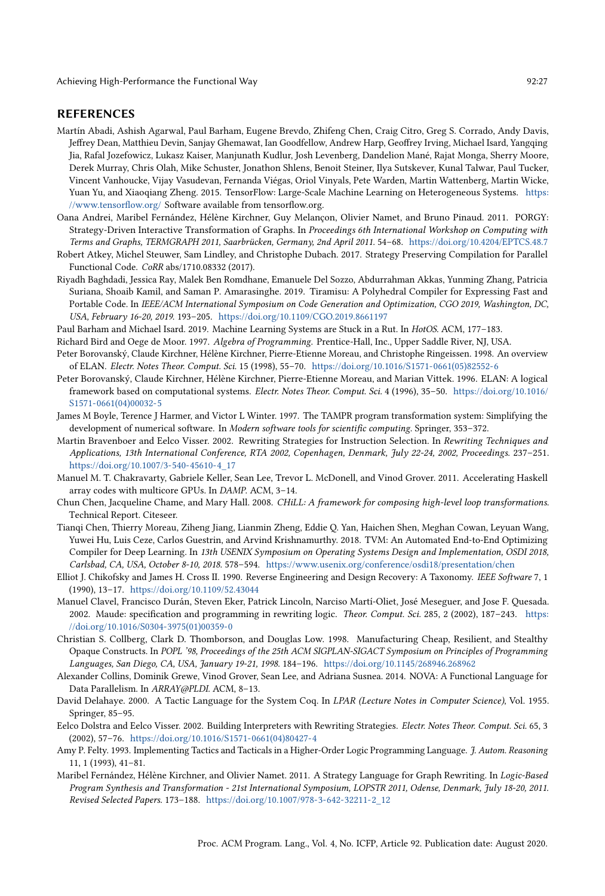## REFERENCES

Martín Abadi, Ashish Agarwal, Paul Barham, Eugene Brevdo, Zhifeng Chen, Craig Citro, Greg S. Corrado, Andy Davis, Jeffrey Dean, Matthieu Devin, Sanjay Ghemawat, Ian Goodfellow, Andrew Harp, Geoffrey Irving, Michael Isard, Yangqing Jia, Rafal Jozefowicz, Lukasz Kaiser, Manjunath Kudlur, Josh Levenberg, Dandelion Mané, Rajat Monga, Sherry Moore, Derek Murray, Chris Olah, Mike Schuster, Jonathon Shlens, Benoit Steiner, Ilya Sutskever, Kunal Talwar, Paul Tucker, Vincent Vanhoucke, Vijay Vasudevan, Fernanda Viégas, Oriol Vinyals, Pete Warden, Martin Wattenberg, Martin Wicke, Yuan Yu, and Xiaoqiang Zheng. 2015. TensorFlow: Large-Scale Machine Learning on Heterogeneous Systems. https://www.tensorflow.org/ Software available from tensorflow.org.

Oana Andrei, Maribel Fernández, Hélène Kirchner, Guy Melançon, Olivier Namet, and Bruno Pinaud. 2011. PORGY: Strategy-Driven Interactive Transformation of Graphs. In *Proceedings 6th International Workshop on Computing with Terms and Graphs, TERMGRAPH 2011, Saarbrücken, Germany, 2nd April 2011*. 54–68. https://doi.org/10.4204/EPTCS.48.7

Robert Atkey, Michel Steuwer, Sam Lindley, and Christophe Dubach. 2017. Strategy Preserving Compilation for Parallel Functional Code. *CoRR* abs/1710.08332 (2017).

Riyadh Baghdadi, Jessica Ray, Malek Ben Romdhane, Emanuele Del Sozzo, Abdurrahman Akkas, Yunming Zhang, Patricia Suriana, Shoaib Kamil, and Saman P. Amarasinghe. 2019. Tiramisu: A Polyhedral Compiler for Expressing Fast and Portable Code. In *IEEE/ACM International Symposium on Code Generation and Optimization, CGO 2019, Washington, DC, USA, February 16-20, 2019*. 193–205. https://doi.org/10.1109/CGO.2019.8661197

Paul Barham and Michael Isard. 2019. Machine Learning Systems are Stuck in a Rut. In *HotOS*. ACM, 177–183.

Richard Bird and Oege de Moor. 1997. *Algebra of Programming*. Prentice-Hall, Inc., Upper Saddle River, NJ, USA.

Peter Borovanský, Claude Kirchner, Hélène Kirchner, Pierre-Etienne Moreau, and Christophe Ringeissen. 1998. An overview of ELAN. *Electr. Notes Theor. Comput. Sci.* 15 (1998), 55–70. https://doi.org/10.1016/S1571-0661(05)82552-6

Peter Borovanský, Claude Kirchner, Hélène Kirchner, Pierre-Etienne Moreau, and Marian Vittek. 1996. ELAN: A logical framework based on computational systems. *Electr. Notes Theor. Comput. Sci.* 4 (1996), 35–50. https://doi.org/10.1016/S1571-0661(04)00032-5

James M Boyle, Terence J Harmer, and Victor L Winter. 1997. The TAMPR program transformation system: Simplifying the development of numerical software. In *Modern software tools for scientific computing*. Springer, 353–372.

Martin Bravenboer and Eelco Visser. 2002. Rewriting Strategies for Instruction Selection. In *Rewriting Techniques and Applications, 13th International Conference, RTA 2002, Copenhagen, Denmark, July 22-24, 2002, Proceedings*. 237–251. https://doi.org/10.1007/3-540-45610-4_17

Manuel M. T. Chakravarty, Gabriele Keller, Sean Lee, Trevor L. McDonell, and Vinod Grover. 2011. Accelerating Haskell array codes with multicore GPUs. In *DAMP*. ACM, 3–14.

Chun Chen, Jacqueline Chame, and Mary Hall. 2008. *CHiLL: A framework for composing high-level loop transformations*. Technical Report. Citeseer.

Tianqi Chen, Thierry Moreau, Ziheng Jiang, Lianmin Zheng, Eddie Q. Yan, Haichen Shen, Meghan Cowan, Leyuan Wang, Yuwei Hu, Luis Ceze, Carlos Guestrin, and Arvind Krishnamurthy. 2018. TVM: An Automated End-to-End Optimizing Compiler for Deep Learning. In *13th USENIX Symposium on Operating Systems Design and Implementation, OSDI 2018, Carlsbad, CA, USA, October 8-10, 2018*. 578–594. https://www.usenix.org/conference/osdi18/presentation/chen

Elliot J. Chikofsky and James H. Cross II. 1990. Reverse Engineering and Design Recovery: A Taxonomy. *IEEE Software* 7, 1 (1990), 13–17. https://doi.org/10.1109/52.43044

Manuel Clavel, Francisco Durán, Steven Eker, Patrick Lincoln, Narciso Martí-Oliet, José Meseguer, and Jose F. Quesada. 2002. Maude: specification and programming in rewriting logic. *Theor. Comput. Sci.* 285, 2 (2002), 187–243. https://doi.org/10.1016/S0304-3975(01)00359-0

Christian S. Collberg, Clark D. Thomborson, and Douglas Low. 1998. Manufacturing Cheap, Resilient, and Stealthy Opaque Constructs. In *POPL '98, Proceedings of the 25th ACM SIGPLAN-SIGACT Symposium on Principles of Programming Languages, San Diego, CA, USA, January 19-21, 1998*. 184–196. https://doi.org/10.1145/268946.268962

Alexander Collins, Dominik Grewe, Vinod Grover, Sean Lee, and Adriana Susnea. 2014. NOVA: A Functional Language for Data Parallelism. In *ARRAY@PLDI*. ACM, 8–13.

David Delahaye. 2000. A Tactic Language for the System Coq. In *LPAR (Lecture Notes in Computer Science)*, Vol. 1955. Springer, 85–95.

Eelco Dolstra and Eelco Visser. 2002. Building Interpreters with Rewriting Strategies. *Electr. Notes Theor. Comput. Sci.* 65, 3 (2002), 57–76. https://doi.org/10.1016/S1571-0661(04)80427-4

Amy P. Felty. 1993. Implementing Tactics and Tacticals in a Higher-Order Logic Programming Language. *J. Autom. Reasoning* 11, 1 (1993), 41–81.

Maribel Fernández, Hélène Kirchner, and Olivier Namet. 2011. A Strategy Language for Graph Rewriting. In *Logic-Based Program Synthesis and Transformation - 21st International Symposium, LOPSTR 2011, Odense, Denmark, July 18-20, 2011. Revised Selected Papers*. 173–188. https://doi.org/10.1007/978-3-642-32211-2_12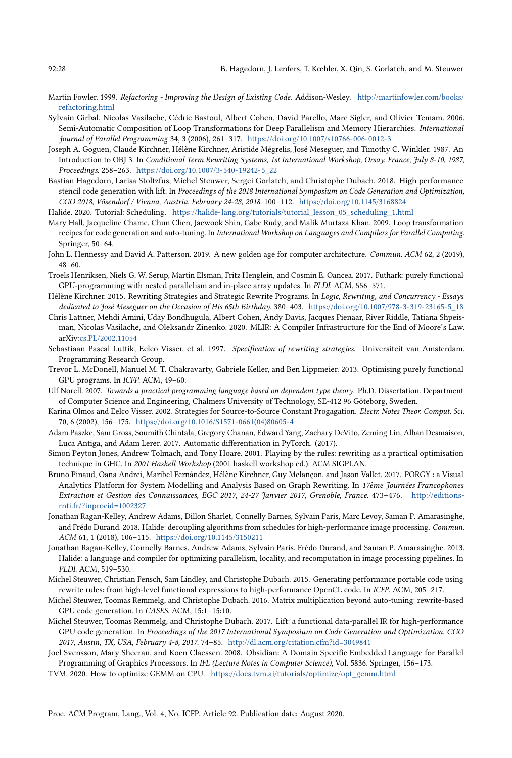Martin Fowler. 1999. *Refactoring - Improving the Design of Existing Code*. Addison-Wesley. http://martinfowler.com/books/refactoring.html

Sylvain Girbal, Nicolas Vasilache, Cédric Bastoul, Albert Cohen, David Parello, Marc Sigler, and Olivier Temam. 2006. Semi-Automatic Composition of Loop Transformations for Deep Parallelism and Memory Hierarchies. *International Journal of Parallel Programming* 34, 3 (2006), 261–317. https://doi.org/10.1007/s10766-006-0012-3

Joseph A. Goguen, Claude Kirchner, Hélène Kirchner, Aristide Mégrelis, José Meseguer, and Timothy C. Winkler. 1987. An Introduction to OBJ 3. In *Conditional Term Rewriting Systems, 1st International Workshop, Orsay, France, July 8-10, 1987, Proceedings*. 258–263. https://doi.org/10.1007/3-540-19242-5_22

Bastian Hagedorn, Larisa Stoltzfus, Michel Steuwer, Sergei Gorlatch, and Christophe Dubach. 2018. High performance stencil code generation with lift. In *Proceedings of the 2018 International Symposium on Code Generation and Optimization, CGO 2018, Vösendorf / Vienna, Austria, February 24-28, 2018*. 100–112. https://doi.org/10.1145/3168824

Halide. 2020. Tutorial: Scheduling. https://halide-lang.org/tutorials/tutorial_lesson_05_scheduling_1.html

Mary Hall, Jacqueline Chame, Chun Chen, Jaewook Shin, Gabe Rudy, and Malik Murtaza Khan. 2009. Loop transformation recipes for code generation and auto-tuning. In *International Workshop on Languages and Compilers for Parallel Computing*. Springer, 50–64.

John L. Hennessy and David A. Patterson. 2019. A new golden age for computer architecture. *Commun. ACM* 62, 2 (2019), 48–60.

Troels Henriksen, Niels G. W. Serup, Martin Elsman, Fritz Henglein, and Cosmin E. Oancea. 2017. Futhark: purely functional GPU-programming with nested parallelism and in-place array updates. In *PLDI*. ACM, 556–571.

Hélène Kirchner. 2015. Rewriting Strategies and Strategic Rewrite Programs. In *Logic, Rewriting, and Concurrency - Essays dedicated to José Meseguer on the Occasion of His 65th Birthday*. 380–403. https://doi.org/10.1007/978-3-319-23165-5_18

Chris Lattner, Mehdi Amini, Uday Bondhugula, Albert Cohen, Andy Davis, Jacques Pienaar, River Riddle, Tatiana Shpeisman, Nicolas Vasilache, and Oleksandr Zinenko. 2020. MLIR: A Compiler Infrastructure for the End of Moore's Law. arXiv:cs.PL/2002.11054

Sebastiaan Pascal Luttik, Eelco Visser, et al. 1997. *Specification of rewriting strategies*. Universiteit van Amsterdam. Programming Research Group.

Trevor L. McDonell, Manuel M. T. Chakravarty, Gabriele Keller, and Ben Lippmeier. 2013. Optimising purely functional GPU programs. In *ICFP*. ACM, 49–60.

Ulf Norell. 2007. *Towards a practical programming language based on dependent type theory*. Ph.D. Dissertation. Department of Computer Science and Engineering, Chalmers University of Technology, SE-412 96 Göteborg, Sweden.

Karina Olmos and Eelco Visser. 2002. Strategies for Source-to-Source Constant Progagation. *Electr. Notes Theor. Comput. Sci.* 70, 6 (2002), 156–175. https://doi.org/10.1016/S1571-0661(04)80605-4

Adam Paszke, Sam Gross, Soumith Chintala, Gregory Chanan, Edward Yang, Zachary DeVito, Zeming Lin, Alban Desmaison, Luca Antiga, and Adam Lerer. 2017. Automatic differentiation in PyTorch. (2017).

Simon Peyton Jones, Andrew Tolmach, and Tony Hoare. 2001. Playing by the rules: rewriting as a practical optimisation technique in GHC. In *2001 Haskell Workshop* (2001 haskell workshop ed.). ACM SIGPLAN.

Bruno Pinaud, Oana Andrei, Maribel Fernández, Hélène Kirchner, Guy Melançon, and Jason Vallet. 2017. PORGY : a Visual Analytics Platform for System Modelling and Analysis Based on Graph Rewriting. In *17ème Journées Francophones Extraction et Gestion des Connaissances, EGC 2017, 24-27 Janvier 2017, Grenoble, France*. 473–476. http://editions-rnti.fr/?inprocid=1002327

Jonathan Ragan-Kelley, Andrew Adams, Dillon Sharlet, Connelly Barnes, Sylvain Paris, Marc Levoy, Saman P. Amarasinghe, and Frédo Durand. 2018. Halide: decoupling algorithms from schedules for high-performance image processing. *Commun. ACM* 61, 1 (2018), 106–115. https://doi.org/10.1145/3150211

Jonathan Ragan-Kelley, Connelly Barnes, Andrew Adams, Sylvain Paris, Frédo Durand, and Saman P. Amarasinghe. 2013. Halide: a language and compiler for optimizing parallelism, locality, and recomputation in image processing pipelines. In *PLDI*. ACM, 519–530.

Michel Steuwer, Christian Fensch, Sam Lindley, and Christophe Dubach. 2015. Generating performance portable code using rewrite rules: from high-level functional expressions to high-performance OpenCL code. In *ICFP*. ACM, 205–217.

Michel Steuwer, Toomas Remmelg, and Christophe Dubach. 2016. Matrix multiplication beyond auto-tuning: rewrite-based GPU code generation. In *CASES*. ACM, 15:1–15:10.

Michel Steuwer, Toomas Remmelg, and Christophe Dubach. 2017. Lift: a functional data-parallel IR for high-performance GPU code generation. In *Proceedings of the 2017 International Symposium on Code Generation and Optimization, CGO 2017, Austin, TX, USA, February 4-8, 2017*. 74–85. http://dl.acm.org/citation.cfm?id=3049841

Joel Svensson, Mary Sheeran, and Koen Claessen. 2008. Obsidian: A Domain Specific Embedded Language for Parallel Programming of Graphics Processors. In *IFL (Lecture Notes in Computer Science)*, Vol. 5836. Springer, 156–173.

TVM. 2020. How to optimize GEMM on CPU. https://docs.tvm.ai/tutorials/optimize/opt_gemm.html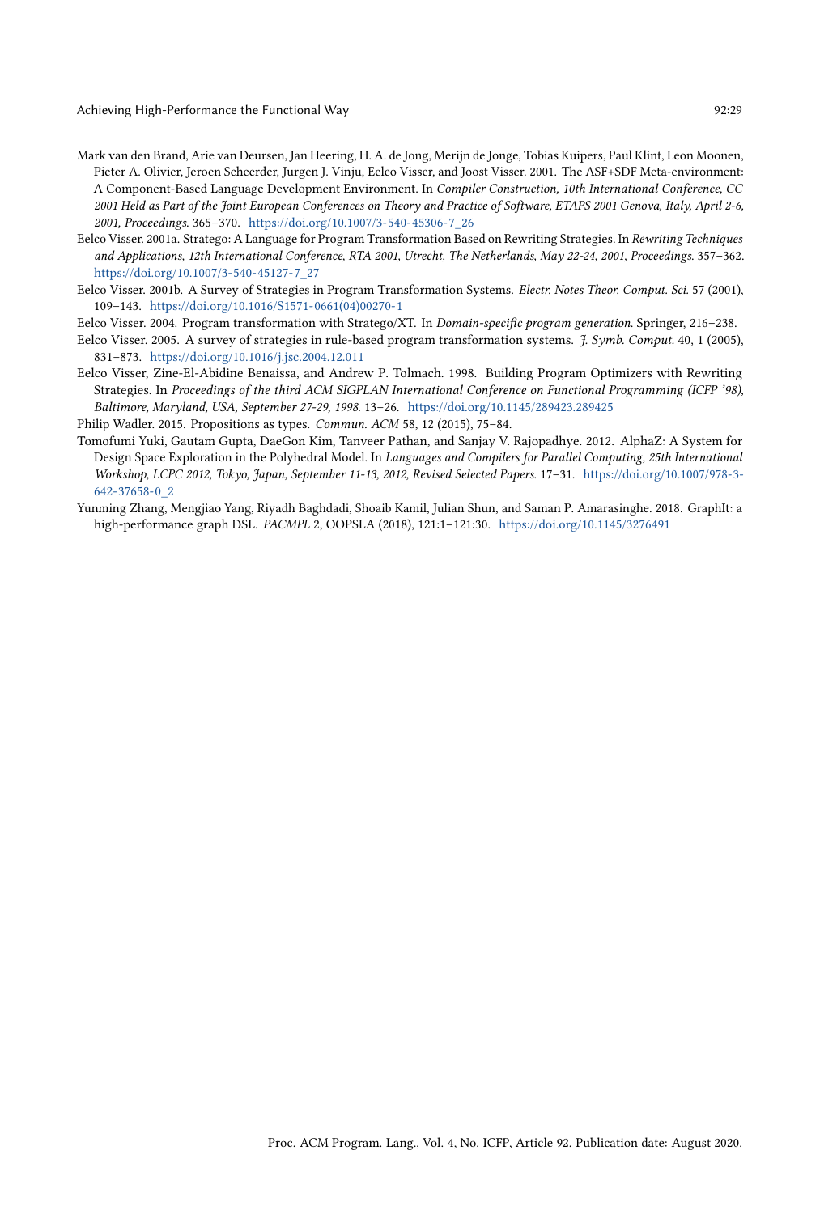Mark van den Brand, Arie van Deursen, Jan Heering, H. A. de Jong, Merijn de Jonge, Tobias Kuipers, Paul Klint, Leon Moonen, Pieter A. Olivier, Jeroen Scheerder, Jurgen J. Vinju, Eelco Visser, and Joost Visser. 2001. The ASF+SDF Meta-environment: A Component-Based Language Development Environment. In *Compiler Construction, 10th International Conference, CC 2001 Held as Part of the Joint European Conferences on Theory and Practice of Software, ETAPS 2001 Genova, Italy, April 2-6, 2001, Proceedings*. 365–370. https://doi.org/10.1007/3-540-45306-7_26

Eelco Visser. 2001a. Stratego: A Language for Program Transformation Based on Rewriting Strategies. In *Rewriting Techniques and Applications, 12th International Conference, RTA 2001, Utrecht, The Netherlands, May 22-24, 2001, Proceedings*. 357–362. https://doi.org/10.1007/3-540-45127-7_27

Eelco Visser. 2001b. A Survey of Strategies in Program Transformation Systems. *Electr. Notes Theor. Comput. Sci.* 57 (2001), 109–143. https://doi.org/10.1016/S1571-0661(04)00270-1

Eelco Visser. 2004. Program transformation with Stratego/XT. In *Domain-specific program generation*. Springer, 216–238.

Eelco Visser. 2005. A survey of strategies in rule-based program transformation systems. *J. Symb. Comput.* 40, 1 (2005), 831–873. https://doi.org/10.1016/j.jsc.2004.12.011

Eelco Visser, Zine-El-Abidine Benaissa, and Andrew P. Tolmach. 1998. Building Program Optimizers with Rewriting Strategies. In *Proceedings of the third ACM SIGPLAN International Conference on Functional Programming (ICFP '98), Baltimore, Maryland, USA, September 27-29, 1998*. 13–26. https://doi.org/10.1145/289423.289425

Philip Wadler. 2015. Propositions as types. *Commun. ACM* 58, 12 (2015), 75–84.

Tomofumi Yuki, Gautam Gupta, DaeGon Kim, Tanveer Pathan, and Sanjay V. Rajopadhye. 2012. AlphaZ: A System for Design Space Exploration in the Polyhedral Model. In *Languages and Compilers for Parallel Computing, 25th International Workshop, LCPC 2012, Tokyo, Japan, September 11-13, 2012, Revised Selected Papers*. 17–31. https://doi.org/10.1007/978-3-642-37658-0_2

Yunming Zhang, Mengjiao Yang, Riyadh Baghdadi, Shoaib Kamil, Julian Shun, and Saman P. Amarasinghe. 2018. GraphIt: a high-performance graph DSL. *PACMPL* 2, OOPSLA (2018), 121:1–121:30. https://doi.org/10.1145/3276491